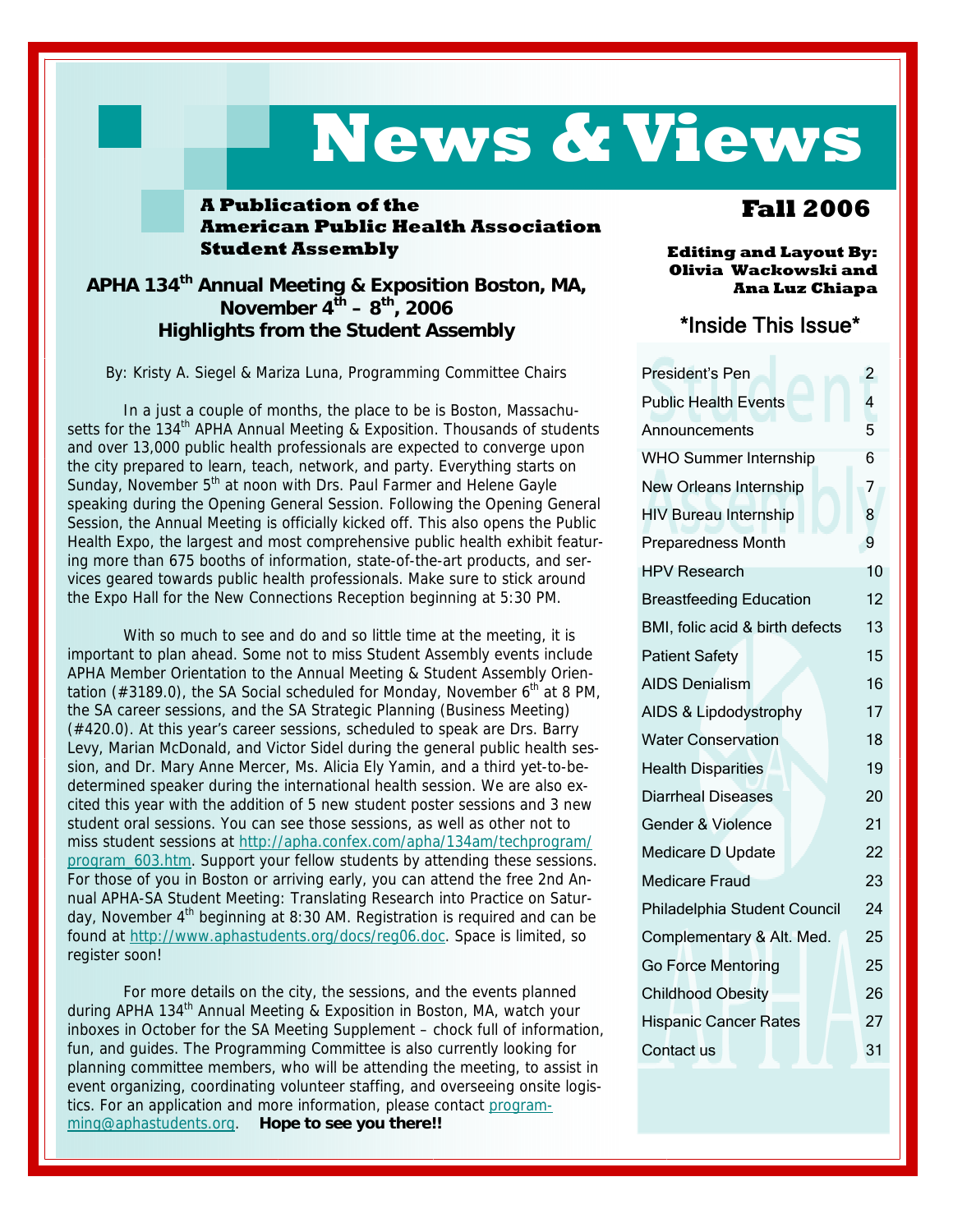# News & Views

**A Publication of the American Public Health Association Student Assembly**

## Fall 2006

**Editing and Layout By: Olivia Wackowski and Ana Luz Chiapa**

## APHA 134th Annual Meeting & Exposition Boston, MA, November 4th – 8th, 2006
## Highlights from the Student Assembly

By: Kristy A. Siegel & Mariza Luna, Programming Committee Chairs

In a just a couple of months, the place to be is Boston, Massachusetts for the 134th APHA Annual Meeting & Exposition. Thousands of students and over 13,000 public health professionals are expected to converge upon the city prepared to learn, teach, network, and party. Everything starts on Sunday, November 5th at noon with Drs. Paul Farmer and Helene Gayle speaking during the Opening General Session. Following the Opening General Session, the Annual Meeting is officially kicked off. This also opens the Public Health Expo, the largest and most comprehensive public health exhibit featuring more than 675 booths of information, state-of-the-art products, and services geared towards public health professionals. Make sure to stick around the Expo Hall for the New Connections Reception beginning at 5:30 PM.

With so much to see and do and so little time at the meeting, it is important to plan ahead. Some not to miss Student Assembly events include APHA Member Orientation to the Annual Meeting & Student Assembly Orientation (#3189.0), the SA Social scheduled for Monday, November 6th at 8 PM, the SA career sessions, and the SA Strategic Planning (Business Meeting) (#420.0). At this year's career sessions, scheduled to speak are Drs. Barry Levy, Marian McDonald, and Victor Sidel during the general public health session, and Dr. Mary Anne Mercer, Ms. Alicia Ely Yamin, and a third yet-to-be-determined speaker during the international health session. We are also excited this year with the addition of 5 new student poster sessions and 3 new student oral sessions. You can see those sessions, as well as other not to miss student sessions at http://apha.confex.com/apha/134am/techprogram/program_603.htm. Support your fellow students by attending these sessions. For those of you in Boston or arriving early, you can attend the free 2nd Annual APHA-SA Student Meeting: Translating Research into Practice on Saturday, November 4th beginning at 8:30 AM. Registration is required and can be found at http://www.aphastudents.org/docs/reg06.doc. Space is limited, so register soon!

For more details on the city, the sessions, and the events planned during APHA 134th Annual Meeting & Exposition in Boston, MA, watch your inboxes in October for the SA Meeting Supplement – chock full of information, fun, and guides. The Programming Committee is also currently looking for planning committee members, who will be attending the meeting, to assist in event organizing, coordinating volunteer staffing, and overseeing onsite logistics. For an application and more information, please contact programming@aphastudents.org. **Hope to see you there!!**

### \*Inside This Issue\*

| | |
|---|---|
| President's Pen | 2 |
| Public Health Events | 4 |
| Announcements | 5 |
| WHO Summer Internship | 6 |
| New Orleans Internship | 7 |
| HIV Bureau Internship | 8 |
| Preparedness Month | 9 |
| HPV Research | 10 |
| Breastfeeding Education | 12 |
| BMI, folic acid & birth defects | 13 |
| Patient Safety | 15 |
| AIDS Denialism | 16 |
| AIDS & Lipdodystrophy | 17 |
| Water Conservation | 18 |
| Health Disparities | 19 |
| Diarrheal Diseases | 20 |
| Gender & Violence | 21 |
| Medicare D Update | 22 |
| Medicare Fraud | 23 |
| Philadelphia Student Council | 24 |
| Complementary & Alt. Med. | 25 |
| Go Force Mentoring | 25 |
| Childhood Obesity | 26 |
| Hispanic Cancer Rates | 27 |
| Contact us | 31 |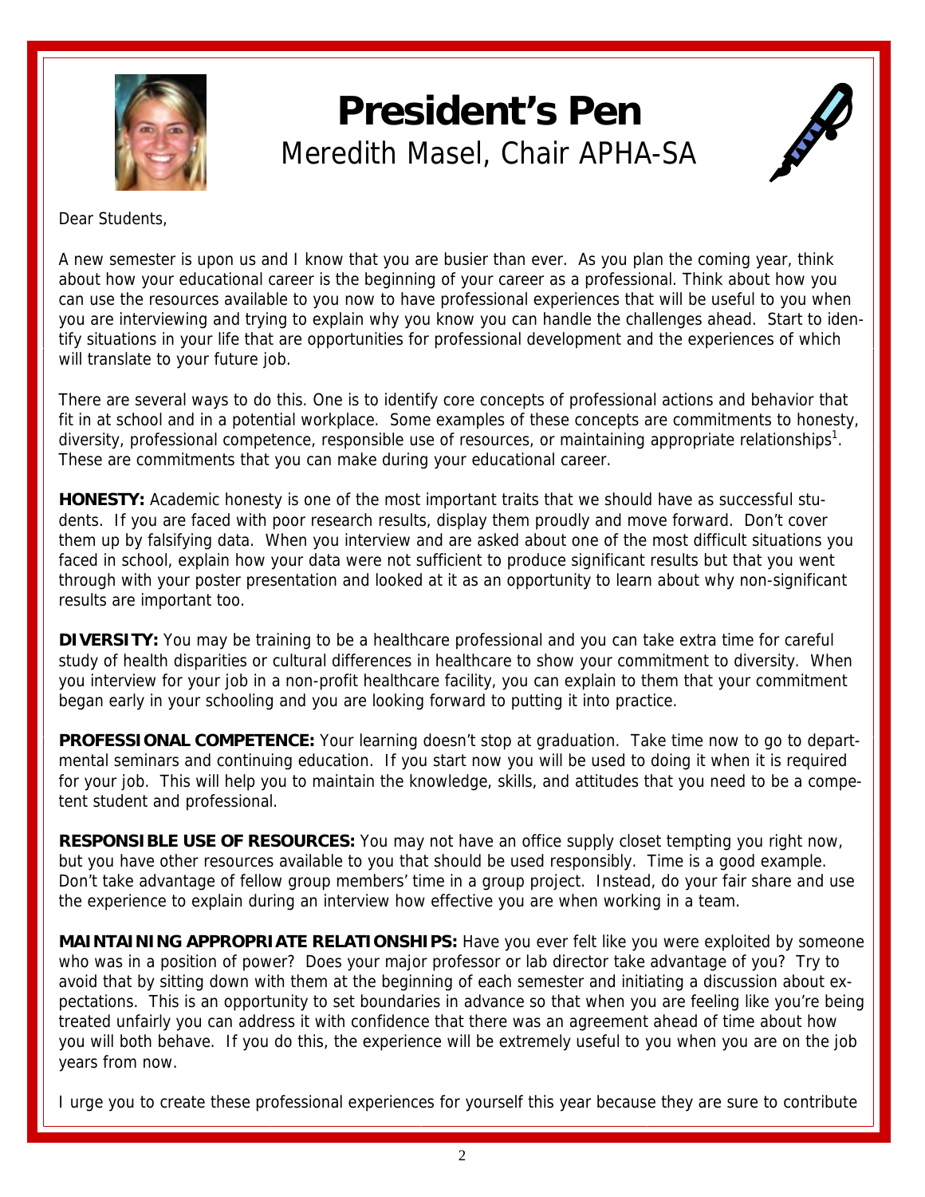# President's Pen

Meredith Masel, Chair APHA-SA

Dear Students,

A new semester is upon us and I know that you are busier than ever. As you plan the coming year, think about how your educational career is the beginning of your career as a professional. Think about how you can use the resources available to you now to have professional experiences that will be useful to you when you are interviewing and trying to explain why you know you can handle the challenges ahead. Start to identify situations in your life that are opportunities for professional development and the experiences of which will translate to your future job.

There are several ways to do this. One is to identify core concepts of professional actions and behavior that fit in at school and in a potential workplace. Some examples of these concepts are commitments to honesty, diversity, professional competence, responsible use of resources, or maintaining appropriate relationships[1]. These are commitments that you can make during your educational career.

**HONESTY:** Academic honesty is one of the most important traits that we should have as successful students. If you are faced with poor research results, display them proudly and move forward. Don't cover them up by falsifying data. When you interview and are asked about one of the most difficult situations you faced in school, explain how your data were not sufficient to produce significant results but that you went through with your poster presentation and looked at it as an opportunity to learn about why non-significant results are important too.

**DIVERSITY:** You may be training to be a healthcare professional and you can take extra time for careful study of health disparities or cultural differences in healthcare to show your commitment to diversity. When you interview for your job in a non-profit healthcare facility, you can explain to them that your commitment began early in your schooling and you are looking forward to putting it into practice.

**PROFESSIONAL COMPETENCE:** Your learning doesn't stop at graduation. Take time now to go to departmental seminars and continuing education. If you start now you will be used to doing it when it is required for your job. This will help you to maintain the knowledge, skills, and attitudes that you need to be a competent student and professional.

**RESPONSIBLE USE OF RESOURCES:** You may not have an office supply closet tempting you right now, but you have other resources available to you that should be used responsibly. Time is a good example. Don't take advantage of fellow group members' time in a group project. Instead, do your fair share and use the experience to explain during an interview how effective you are when working in a team.

**MAINTAINING APPROPRIATE RELATIONSHIPS:** Have you ever felt like you were exploited by someone who was in a position of power? Does your major professor or lab director take advantage of you? Try to avoid that by sitting down with them at the beginning of each semester and initiating a discussion about expectations. This is an opportunity to set boundaries in advance so that when you are feeling like you're being treated unfairly you can address it with confidence that there was an agreement ahead of time about how you will both behave. If you do this, the experience will be extremely useful to you when you are on the job years from now.

I urge you to create these professional experiences for yourself this year because they are sure to contribute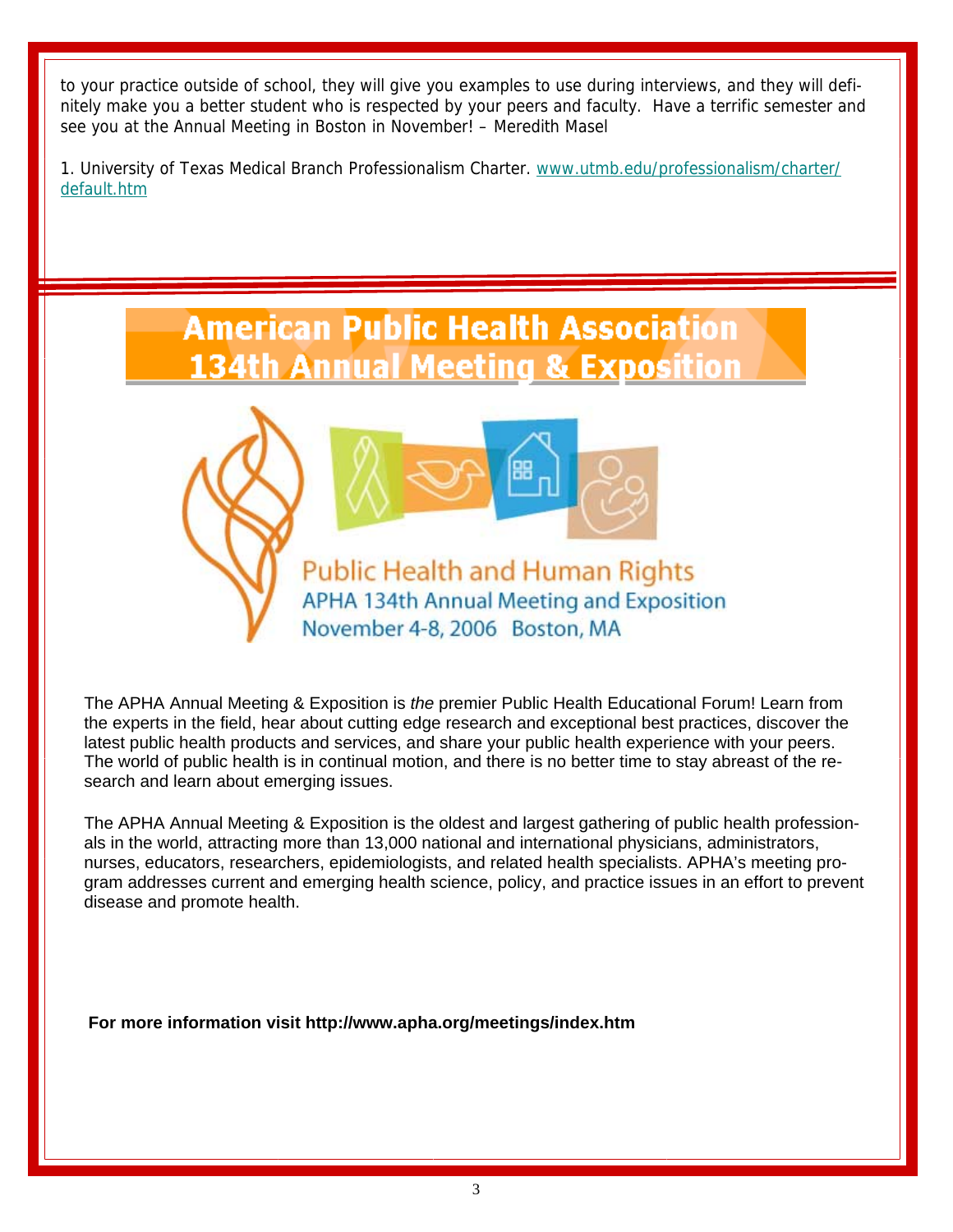to your practice outside of school, they will give you examples to use during interviews, and they will definitely make you a better student who is respected by your peers and faculty. Have a terrific semester and see you at the Annual Meeting in Boston in November! – Meredith Masel

1. University of Texas Medical Branch Professionalism Charter. www.utmb.edu/professionalism/charter/default.htm

# American Public Health Association 134th Annual Meeting & Exposition

Public Health and Human Rights
APHA 134th Annual Meeting and Exposition
November 4-8, 2006 Boston, MA

The APHA Annual Meeting & Exposition is *the* premier Public Health Educational Forum! Learn from the experts in the field, hear about cutting edge research and exceptional best practices, discover the latest public health products and services, and share your public health experience with your peers. The world of public health is in continual motion, and there is no better time to stay abreast of the research and learn about emerging issues.

The APHA Annual Meeting & Exposition is the oldest and largest gathering of public health professionals in the world, attracting more than 13,000 national and international physicians, administrators, nurses, educators, researchers, epidemiologists, and related health specialists. APHA's meeting program addresses current and emerging health science, policy, and practice issues in an effort to prevent disease and promote health.

**For more information visit http://www.apha.org/meetings/index.htm**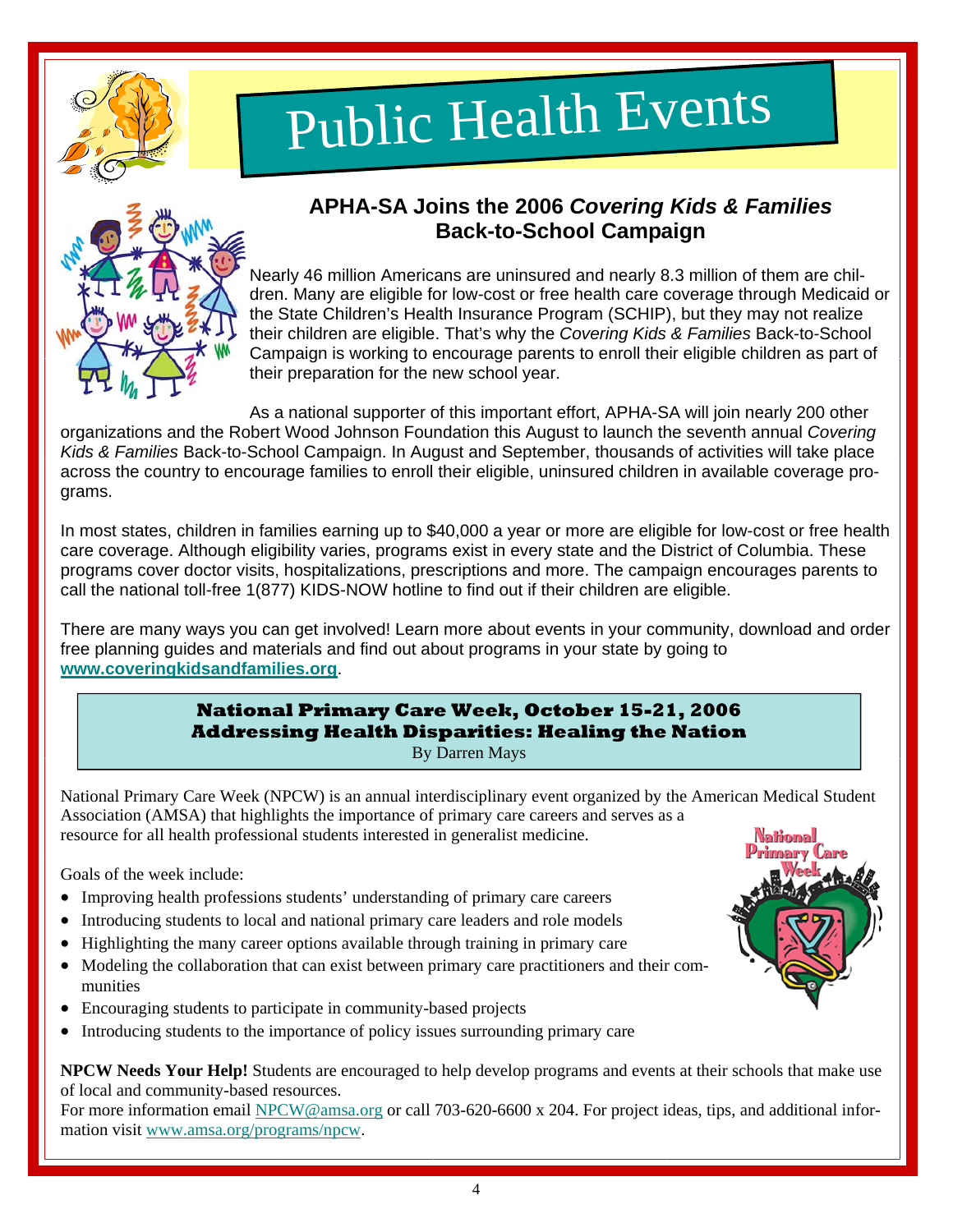# Public Health Events

## APHA-SA Joins the 2006 *Covering Kids & Families* Back-to-School Campaign

Nearly 46 million Americans are uninsured and nearly 8.3 million of them are children. Many are eligible for low-cost or free health care coverage through Medicaid or the State Children's Health Insurance Program (SCHIP), but they may not realize their children are eligible. That's why the *Covering Kids & Families* Back-to-School Campaign is working to encourage parents to enroll their eligible children as part of their preparation for the new school year.

As a national supporter of this important effort, APHA-SA will join nearly 200 other organizations and the Robert Wood Johnson Foundation this August to launch the seventh annual *Covering Kids & Families* Back-to-School Campaign. In August and September, thousands of activities will take place across the country to encourage families to enroll their eligible, uninsured children in available coverage programs.

In most states, children in families earning up to $40,000 a year or more are eligible for low-cost or free health care coverage. Although eligibility varies, programs exist in every state and the District of Columbia. These programs cover doctor visits, hospitalizations, prescriptions and more. The campaign encourages parents to call the national toll-free 1(877) KIDS-NOW hotline to find out if their children are eligible.

There are many ways you can get involved! Learn more about events in your community, download and order free planning guides and materials and find out about programs in your state by going to **www.coveringkidsandfamilies.org**.

## National Primary Care Week, October 15-21, 2006
## Addressing Health Disparities: Healing the Nation

By Darren Mays

National Primary Care Week (NPCW) is an annual interdisciplinary event organized by the American Medical Student Association (AMSA) that highlights the importance of primary care careers and serves as a resource for all health professional students interested in generalist medicine.

Goals of the week include:

- Improving health professions students' understanding of primary care careers
- Introducing students to local and national primary care leaders and role models
- Highlighting the many career options available through training in primary care
- Modeling the collaboration that can exist between primary care practitioners and their communities
- Encouraging students to participate in community-based projects
- Introducing students to the importance of policy issues surrounding primary care

**NPCW Needs Your Help!** Students are encouraged to help develop programs and events at their schools that make use of local and community-based resources.

For more information email NPCW@amsa.org or call 703-620-6600 x 204. For project ideas, tips, and additional information visit www.amsa.org/programs/npcw.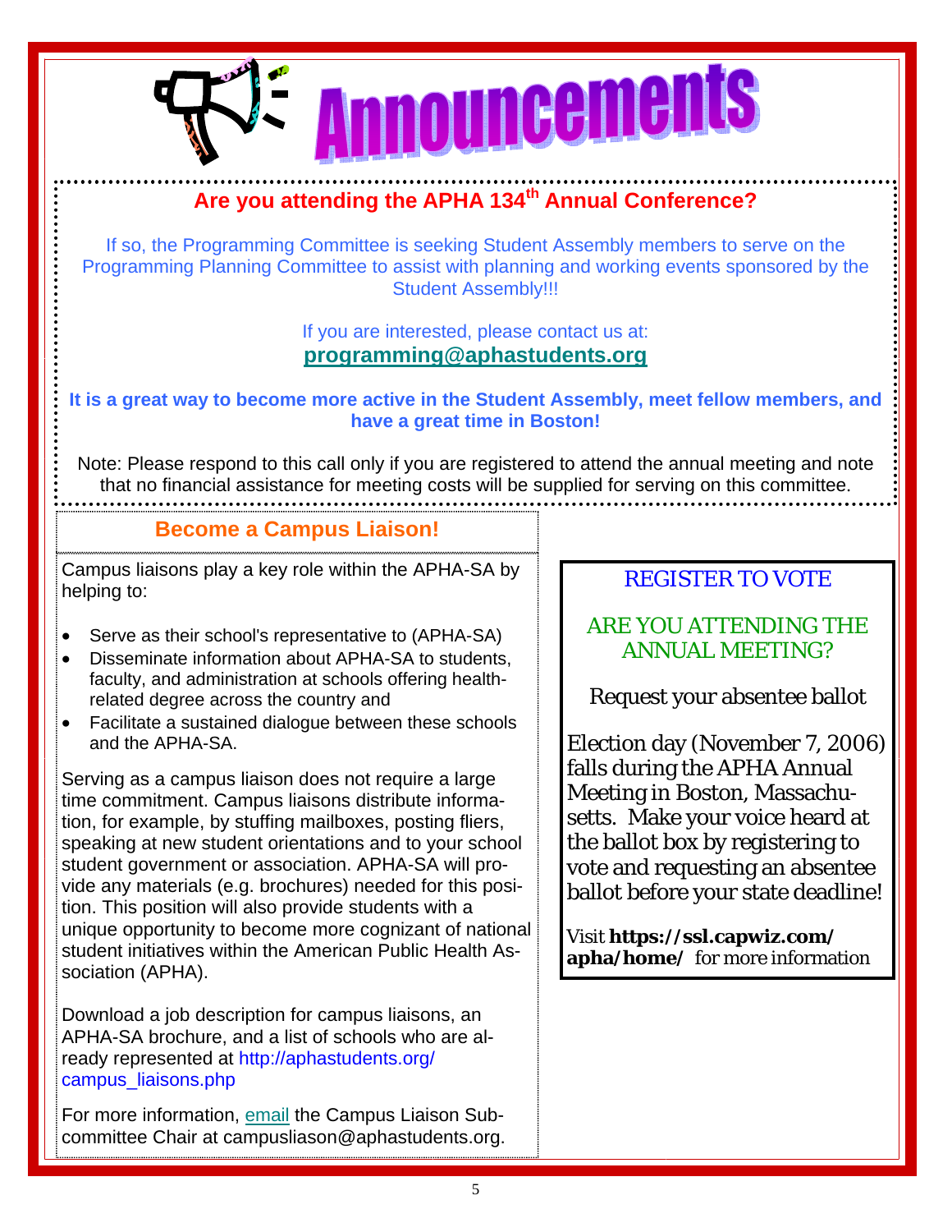# Announcements

## Are you attending the APHA 134th Annual Conference?

If so, the Programming Committee is seeking Student Assembly members to serve on the Programming Planning Committee to assist with planning and working events sponsored by the Student Assembly!!!

If you are interested, please contact us at:
**programming@aphastudents.org**

**It is a great way to become more active in the Student Assembly, meet fellow members, and have a great time in Boston!**

Note: Please respond to this call only if you are registered to attend the annual meeting and note that no financial assistance for meeting costs will be supplied for serving on this committee.

## Become a Campus Liaison!

Campus liaisons play a key role within the APHA-SA by helping to:

- Serve as their school's representative to (APHA-SA)
- Disseminate information about APHA-SA to students, faculty, and administration at schools offering health-related degree across the country and
- Facilitate a sustained dialogue between these schools and the APHA-SA.

Serving as a campus liaison does not require a large time commitment. Campus liaisons distribute information, for example, by stuffing mailboxes, posting fliers, speaking at new student orientations and to your school student government or association. APHA-SA will provide any materials (e.g. brochures) needed for this position. This position will also provide students with a unique opportunity to become more cognizant of national student initiatives within the American Public Health Association (APHA).

Download a job description for campus liaisons, an APHA-SA brochure, and a list of schools who are already represented at http://aphastudents.org/campus_liaisons.php

For more information, email the Campus Liaison Subcommittee Chair at campusliason@aphastudents.org.

## REGISTER TO VOTE

### ARE YOU ATTENDING THE ANNUAL MEETING?

Request your absentee ballot

Election day (November 7, 2006) falls during the APHA Annual Meeting in Boston, Massachusetts. Make your voice heard at the ballot box by registering to vote and requesting an absentee ballot before your state deadline!

Visit **https://ssl.capwiz.com/apha/home/** for more information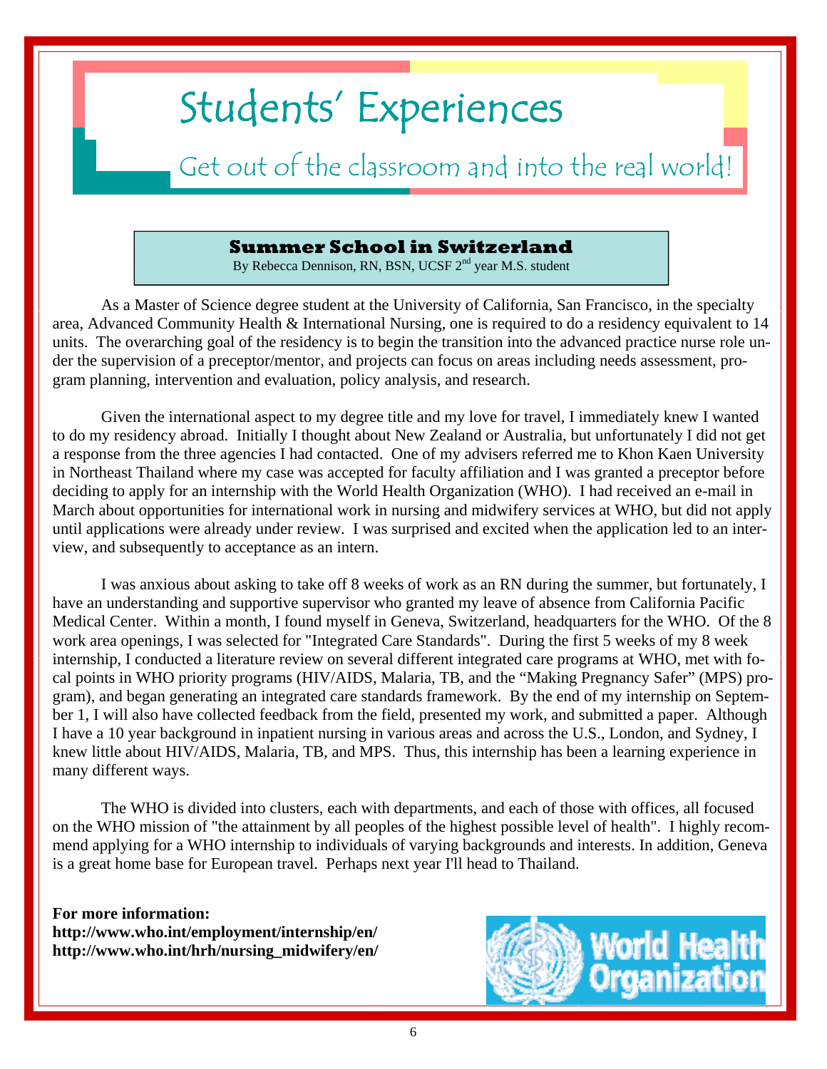# Students' Experiences

## Get out of the classroom and into the real world!

### Summer School in Switzerland

By Rebecca Dennison, RN, BSN, UCSF 2nd year M.S. student

As a Master of Science degree student at the University of California, San Francisco, in the specialty area, Advanced Community Health & International Nursing, one is required to do a residency equivalent to 14 units. The overarching goal of the residency is to begin the transition into the advanced practice nurse role under the supervision of a preceptor/mentor, and projects can focus on areas including needs assessment, program planning, intervention and evaluation, policy analysis, and research.

Given the international aspect to my degree title and my love for travel, I immediately knew I wanted to do my residency abroad. Initially I thought about New Zealand or Australia, but unfortunately I did not get a response from the three agencies I had contacted. One of my advisers referred me to Khon Kaen University in Northeast Thailand where my case was accepted for faculty affiliation and I was granted a preceptor before deciding to apply for an internship with the World Health Organization (WHO). I had received an e-mail in March about opportunities for international work in nursing and midwifery services at WHO, but did not apply until applications were already under review. I was surprised and excited when the application led to an interview, and subsequently to acceptance as an intern.

I was anxious about asking to take off 8 weeks of work as an RN during the summer, but fortunately, I have an understanding and supportive supervisor who granted my leave of absence from California Pacific Medical Center. Within a month, I found myself in Geneva, Switzerland, headquarters for the WHO. Of the 8 work area openings, I was selected for "Integrated Care Standards". During the first 5 weeks of my 8 week internship, I conducted a literature review on several different integrated care programs at WHO, met with focal points in WHO priority programs (HIV/AIDS, Malaria, TB, and the "Making Pregnancy Safer" (MPS) program), and began generating an integrated care standards framework. By the end of my internship on September 1, I will also have collected feedback from the field, presented my work, and submitted a paper. Although I have a 10 year background in inpatient nursing in various areas and across the U.S., London, and Sydney, I knew little about HIV/AIDS, Malaria, TB, and MPS. Thus, this internship has been a learning experience in many different ways.

The WHO is divided into clusters, each with departments, and each of those with offices, all focused on the WHO mission of "the attainment by all peoples of the highest possible level of health". I highly recommend applying for a WHO internship to individuals of varying backgrounds and interests. In addition, Geneva is a great home base for European travel. Perhaps next year I'll head to Thailand.

**For more information:**
**http://www.who.int/employment/internship/en/**
**http://www.who.int/hrh/nursing_midwifery/en/**

World Health Organization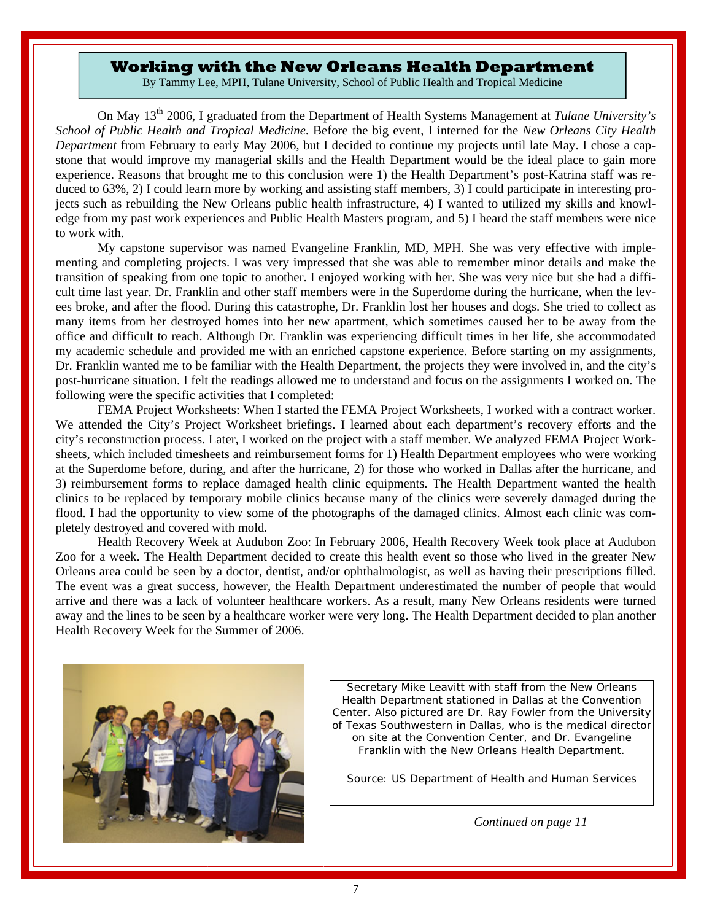# Working with the New Orleans Health Department

By Tammy Lee, MPH, Tulane University, School of Public Health and Tropical Medicine

On May 13th 2006, I graduated from the Department of Health Systems Management at *Tulane University's School of Public Health and Tropical Medicine*. Before the big event, I interned for the *New Orleans City Health Department* from February to early May 2006, but I decided to continue my projects until late May. I chose a capstone that would improve my managerial skills and the Health Department would be the ideal place to gain more experience. Reasons that brought me to this conclusion were 1) the Health Department's post-Katrina staff was reduced to 63%, 2) I could learn more by working and assisting staff members, 3) I could participate in interesting projects such as rebuilding the New Orleans public health infrastructure, 4) I wanted to utilized my skills and knowledge from my past work experiences and Public Health Masters program, and 5) I heard the staff members were nice to work with.

My capstone supervisor was named Evangeline Franklin, MD, MPH. She was very effective with implementing and completing projects. I was very impressed that she was able to remember minor details and make the transition of speaking from one topic to another. I enjoyed working with her. She was very nice but she had a difficult time last year. Dr. Franklin and other staff members were in the Superdome during the hurricane, when the levees broke, and after the flood. During this catastrophe, Dr. Franklin lost her houses and dogs. She tried to collect as many items from her destroyed homes into her new apartment, which sometimes caused her to be away from the office and difficult to reach. Although Dr. Franklin was experiencing difficult times in her life, she accommodated my academic schedule and provided me with an enriched capstone experience. Before starting on my assignments, Dr. Franklin wanted me to be familiar with the Health Department, the projects they were involved in, and the city's post-hurricane situation. I felt the readings allowed me to understand and focus on the assignments I worked on. The following were the specific activities that I completed:

FEMA Project Worksheets: When I started the FEMA Project Worksheets, I worked with a contract worker. We attended the City's Project Worksheet briefings. I learned about each department's recovery efforts and the city's reconstruction process. Later, I worked on the project with a staff member. We analyzed FEMA Project Worksheets, which included timesheets and reimbursement forms for 1) Health Department employees who were working at the Superdome before, during, and after the hurricane, 2) for those who worked in Dallas after the hurricane, and 3) reimbursement forms to replace damaged health clinic equipments. The Health Department wanted the health clinics to be replaced by temporary mobile clinics because many of the clinics were severely damaged during the flood. I had the opportunity to view some of the photographs of the damaged clinics. Almost each clinic was completely destroyed and covered with mold.

Health Recovery Week at Audubon Zoo: In February 2006, Health Recovery Week took place at Audubon Zoo for a week. The Health Department decided to create this health event so those who lived in the greater New Orleans area could be seen by a doctor, dentist, and/or ophthalmologist, as well as having their prescriptions filled. The event was a great success, however, the Health Department underestimated the number of people that would arrive and there was a lack of volunteer healthcare workers. As a result, many New Orleans residents were turned away and the lines to be seen by a healthcare worker were very long. The Health Department decided to plan another Health Recovery Week for the Summer of 2006.

Secretary Mike Leavitt with staff from the New Orleans Health Department stationed in Dallas at the Convention Center. Also pictured are Dr. Ray Fowler from the University of Texas Southwestern in Dallas, who is the medical director on site at the Convention Center, and Dr. Evangeline Franklin with the New Orleans Health Department.

Source: US Department of Health and Human Services

*Continued on page 11*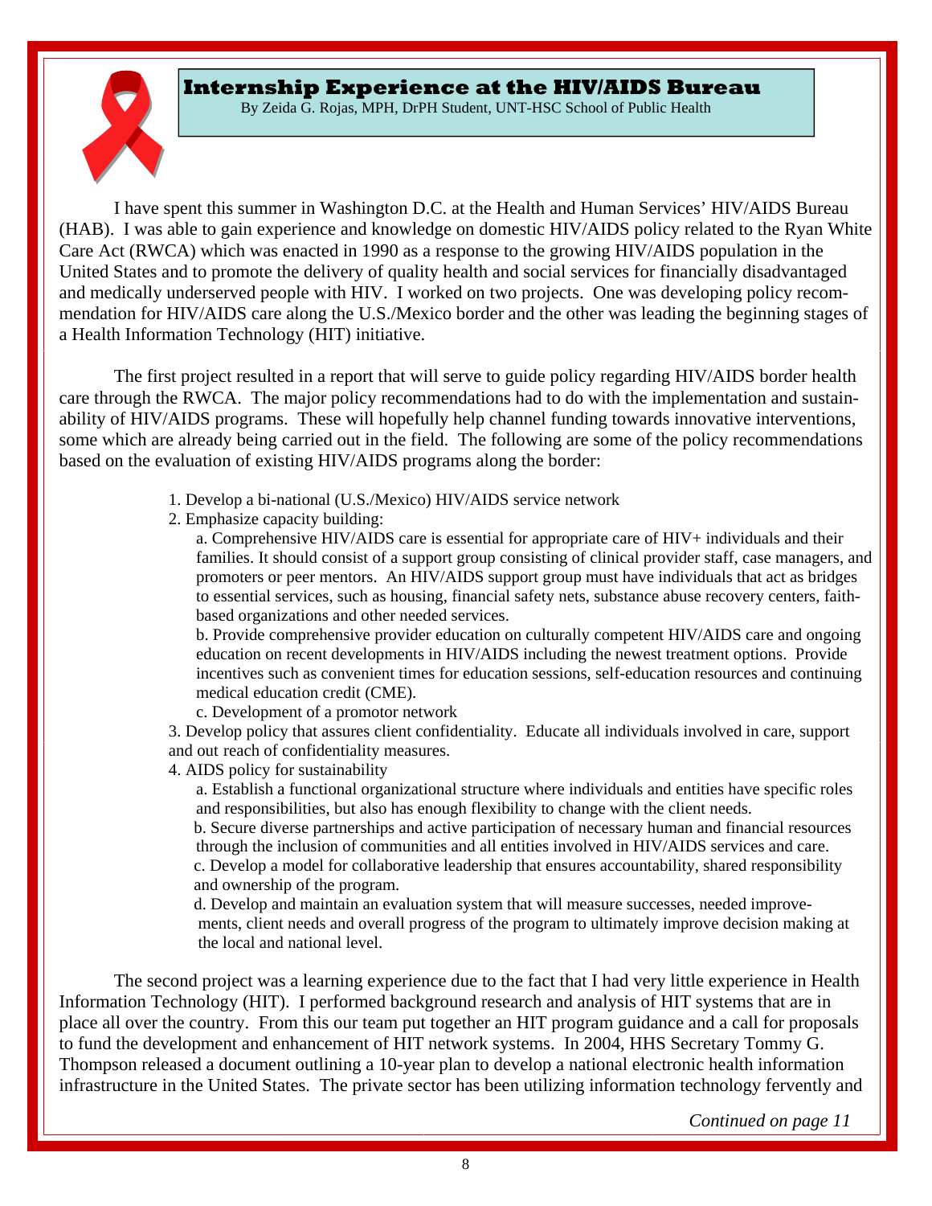## Internship Experience at the HIV/AIDS Bureau

By Zeida G. Rojas, MPH, DrPH Student, UNT-HSC School of Public Health

I have spent this summer in Washington D.C. at the Health and Human Services' HIV/AIDS Bureau (HAB). I was able to gain experience and knowledge on domestic HIV/AIDS policy related to the Ryan White Care Act (RWCA) which was enacted in 1990 as a response to the growing HIV/AIDS population in the United States and to promote the delivery of quality health and social services for financially disadvantaged and medically underserved people with HIV. I worked on two projects. One was developing policy recommendation for HIV/AIDS care along the U.S./Mexico border and the other was leading the beginning stages of a Health Information Technology (HIT) initiative.

The first project resulted in a report that will serve to guide policy regarding HIV/AIDS border health care through the RWCA. The major policy recommendations had to do with the implementation and sustainability of HIV/AIDS programs. These will hopefully help channel funding towards innovative interventions, some which are already being carried out in the field. The following are some of the policy recommendations based on the evaluation of existing HIV/AIDS programs along the border:

1. Develop a bi-national (U.S./Mexico) HIV/AIDS service network
2. Emphasize capacity building:
   a. Comprehensive HIV/AIDS care is essential for appropriate care of HIV+ individuals and their families. It should consist of a support group consisting of clinical provider staff, case managers, and promoters or peer mentors. An HIV/AIDS support group must have individuals that act as bridges to essential services, such as housing, financial safety nets, substance abuse recovery centers, faith-based organizations and other needed services.
   b. Provide comprehensive provider education on culturally competent HIV/AIDS care and ongoing education on recent developments in HIV/AIDS including the newest treatment options. Provide incentives such as convenient times for education sessions, self-education resources and continuing medical education credit (CME).
   c. Development of a promotor network
3. Develop policy that assures client confidentiality. Educate all individuals involved in care, support and out reach of confidentiality measures.
4. AIDS policy for sustainability
   a. Establish a functional organizational structure where individuals and entities have specific roles and responsibilities, but also has enough flexibility to change with the client needs.
   b. Secure diverse partnerships and active participation of necessary human and financial resources through the inclusion of communities and all entities involved in HIV/AIDS services and care.
   c. Develop a model for collaborative leadership that ensures accountability, shared responsibility and ownership of the program.
   d. Develop and maintain an evaluation system that will measure successes, needed improvements, client needs and overall progress of the program to ultimately improve decision making at the local and national level.

The second project was a learning experience due to the fact that I had very little experience in Health Information Technology (HIT). I performed background research and analysis of HIT systems that are in place all over the country. From this our team put together an HIT program guidance and a call for proposals to fund the development and enhancement of HIT network systems. In 2004, HHS Secretary Tommy G. Thompson released a document outlining a 10-year plan to develop a national electronic health information infrastructure in the United States. The private sector has been utilizing information technology fervently and

*Continued on page 11*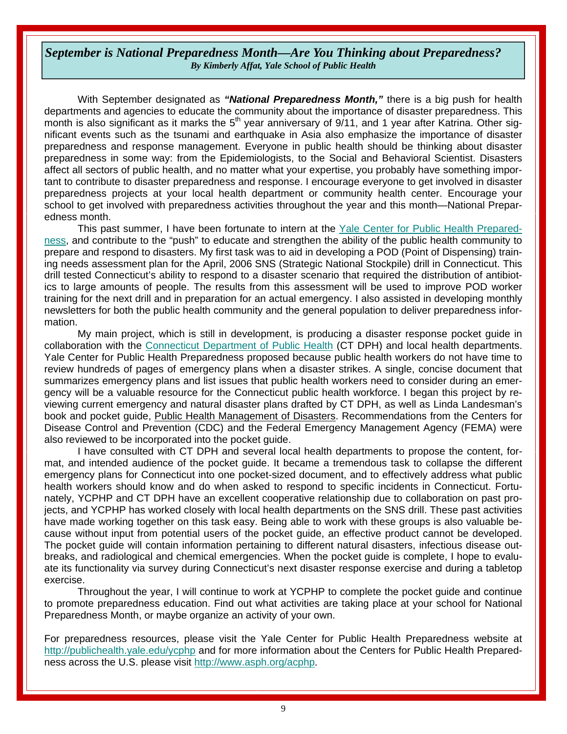## *September is National Preparedness Month—Are You Thinking about Preparedness?*

***By Kimberly Affat, Yale School of Public Health***

With September designated as ***"National Preparedness Month,"*** there is a big push for health departments and agencies to educate the community about the importance of disaster preparedness. This month is also significant as it marks the 5th year anniversary of 9/11, and 1 year after Katrina. Other significant events such as the tsunami and earthquake in Asia also emphasize the importance of disaster preparedness and response management. Everyone in public health should be thinking about disaster preparedness in some way: from the Epidemiologists, to the Social and Behavioral Scientist. Disasters affect all sectors of public health, and no matter what your expertise, you probably have something important to contribute to disaster preparedness and response. I encourage everyone to get involved in disaster preparedness projects at your local health department or community health center. Encourage your school to get involved with preparedness activities throughout the year and this month—National Preparedness month.

This past summer, I have been fortunate to intern at the Yale Center for Public Health Preparedness, and contribute to the "push" to educate and strengthen the ability of the public health community to prepare and respond to disasters. My first task was to aid in developing a POD (Point of Dispensing) training needs assessment plan for the April, 2006 SNS (Strategic National Stockpile) drill in Connecticut. This drill tested Connecticut's ability to respond to a disaster scenario that required the distribution of antibiotics to large amounts of people. The results from this assessment will be used to improve POD worker training for the next drill and in preparation for an actual emergency. I also assisted in developing monthly newsletters for both the public health community and the general population to deliver preparedness information.

My main project, which is still in development, is producing a disaster response pocket guide in collaboration with the Connecticut Department of Public Health (CT DPH) and local health departments. Yale Center for Public Health Preparedness proposed because public health workers do not have time to review hundreds of pages of emergency plans when a disaster strikes. A single, concise document that summarizes emergency plans and list issues that public health workers need to consider during an emergency will be a valuable resource for the Connecticut public health workforce. I began this project by reviewing current emergency and natural disaster plans drafted by CT DPH, as well as Linda Landesman's book and pocket guide, Public Health Management of Disasters. Recommendations from the Centers for Disease Control and Prevention (CDC) and the Federal Emergency Management Agency (FEMA) were also reviewed to be incorporated into the pocket guide.

I have consulted with CT DPH and several local health departments to propose the content, format, and intended audience of the pocket guide. It became a tremendous task to collapse the different emergency plans for Connecticut into one pocket-sized document, and to effectively address what public health workers should know and do when asked to respond to specific incidents in Connecticut. Fortunately, YCPHP and CT DPH have an excellent cooperative relationship due to collaboration on past projects, and YCPHP has worked closely with local health departments on the SNS drill. These past activities have made working together on this task easy. Being able to work with these groups is also valuable because without input from potential users of the pocket guide, an effective product cannot be developed. The pocket guide will contain information pertaining to different natural disasters, infectious disease outbreaks, and radiological and chemical emergencies. When the pocket guide is complete, I hope to evaluate its functionality via survey during Connecticut's next disaster response exercise and during a tabletop exercise.

Throughout the year, I will continue to work at YCPHP to complete the pocket guide and continue to promote preparedness education. Find out what activities are taking place at your school for National Preparedness Month, or maybe organize an activity of your own.

For preparedness resources, please visit the Yale Center for Public Health Preparedness website at http://publichealth.yale.edu/ycphp and for more information about the Centers for Public Health Preparedness across the U.S. please visit http://www.asph.org/acphp.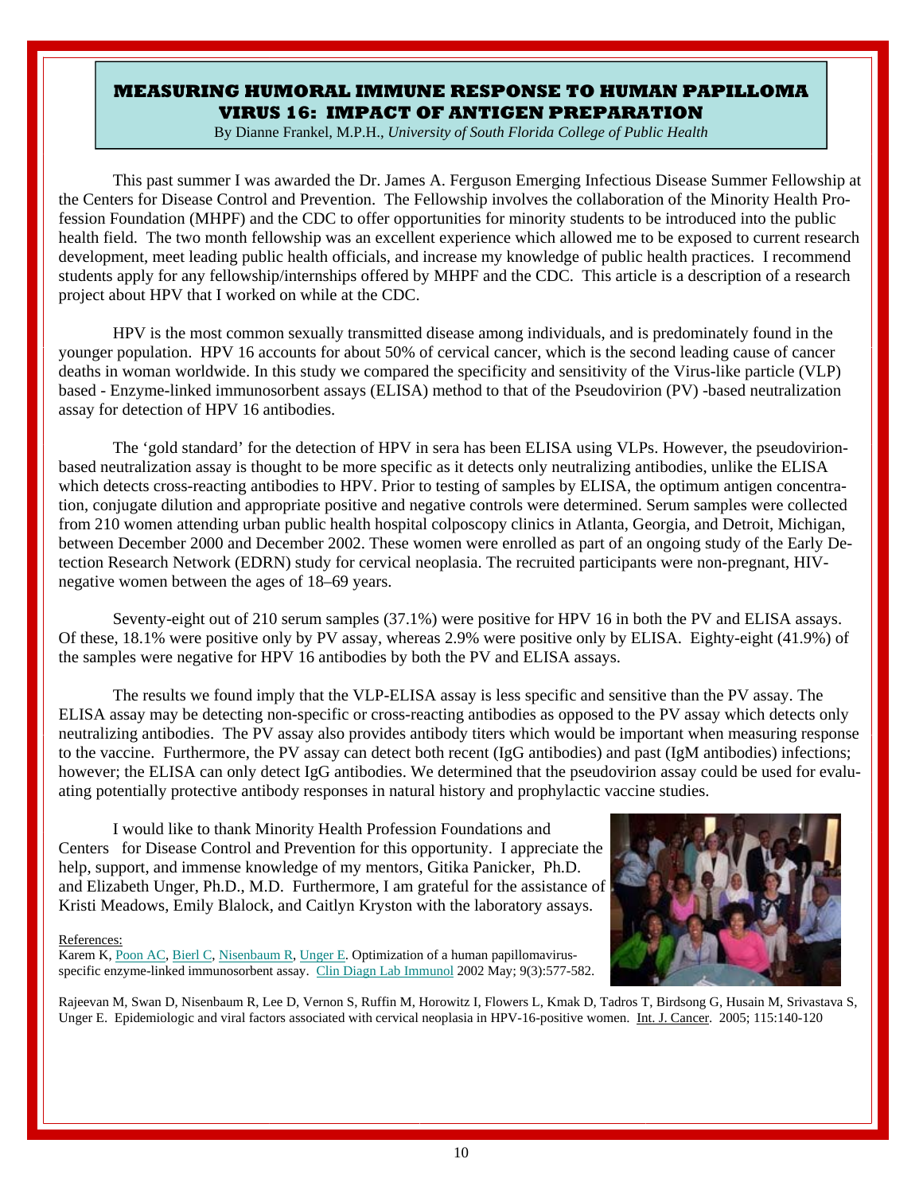# MEASURING HUMORAL IMMUNE RESPONSE TO HUMAN PAPILLOMA VIRUS 16: IMPACT OF ANTIGEN PREPARATION

By Dianne Frankel, M.P.H., *University of South Florida College of Public Health*

This past summer I was awarded the Dr. James A. Ferguson Emerging Infectious Disease Summer Fellowship at the Centers for Disease Control and Prevention. The Fellowship involves the collaboration of the Minority Health Profession Foundation (MHPF) and the CDC to offer opportunities for minority students to be introduced into the public health field. The two month fellowship was an excellent experience which allowed me to be exposed to current research development, meet leading public health officials, and increase my knowledge of public health practices. I recommend students apply for any fellowship/internships offered by MHPF and the CDC. This article is a description of a research project about HPV that I worked on while at the CDC.

HPV is the most common sexually transmitted disease among individuals, and is predominately found in the younger population. HPV 16 accounts for about 50% of cervical cancer, which is the second leading cause of cancer deaths in woman worldwide. In this study we compared the specificity and sensitivity of the Virus-like particle (VLP) based - Enzyme-linked immunosorbent assays (ELISA) method to that of the Pseudovirion (PV) -based neutralization assay for detection of HPV 16 antibodies.

The 'gold standard' for the detection of HPV in sera has been ELISA using VLPs. However, the pseudovirion-based neutralization assay is thought to be more specific as it detects only neutralizing antibodies, unlike the ELISA which detects cross-reacting antibodies to HPV. Prior to testing of samples by ELISA, the optimum antigen concentration, conjugate dilution and appropriate positive and negative controls were determined. Serum samples were collected from 210 women attending urban public health hospital colposcopy clinics in Atlanta, Georgia, and Detroit, Michigan, between December 2000 and December 2002. These women were enrolled as part of an ongoing study of the Early Detection Research Network (EDRN) study for cervical neoplasia. The recruited participants were non-pregnant, HIV-negative women between the ages of 18–69 years.

Seventy-eight out of 210 serum samples (37.1%) were positive for HPV 16 in both the PV and ELISA assays. Of these, 18.1% were positive only by PV assay, whereas 2.9% were positive only by ELISA. Eighty-eight (41.9%) of the samples were negative for HPV 16 antibodies by both the PV and ELISA assays.

The results we found imply that the VLP-ELISA assay is less specific and sensitive than the PV assay. The ELISA assay may be detecting non-specific or cross-reacting antibodies as opposed to the PV assay which detects only neutralizing antibodies. The PV assay also provides antibody titers which would be important when measuring response to the vaccine. Furthermore, the PV assay can detect both recent (IgG antibodies) and past (IgM antibodies) infections; however; the ELISA can only detect IgG antibodies. We determined that the pseudovirion assay could be used for evaluating potentially protective antibody responses in natural history and prophylactic vaccine studies.

I would like to thank Minority Health Profession Foundations and Centers for Disease Control and Prevention for this opportunity. I appreciate the help, support, and immense knowledge of my mentors, Gitika Panicker, Ph.D. and Elizabeth Unger, Ph.D., M.D. Furthermore, I am grateful for the assistance of Kristi Meadows, Emily Blalock, and Caitlyn Kryston with the laboratory assays.

References:

Karem K, Poon AC, Bierl C, Nisenbaum R, Unger E. Optimization of a human papillomavirus-specific enzyme-linked immunosorbent assay. Clin Diagn Lab Immunol 2002 May; 9(3):577-582.

Rajeevan M, Swan D, Nisenbaum R, Lee D, Vernon S, Ruffin M, Horowitz I, Flowers L, Kmak D, Tadros T, Birdsong G, Husain M, Srivastava S, Unger E. Epidemiologic and viral factors associated with cervical neoplasia in HPV-16-positive women. Int. J. Cancer. 2005; 115:140-120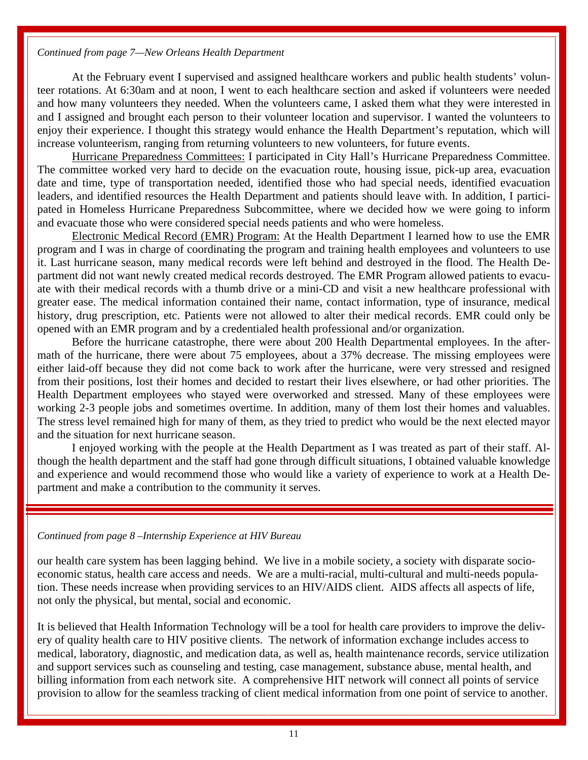*Continued from page 7—New Orleans Health Department*

At the February event I supervised and assigned healthcare workers and public health students' volunteer rotations. At 6:30am and at noon, I went to each healthcare section and asked if volunteers were needed and how many volunteers they needed. When the volunteers came, I asked them what they were interested in and I assigned and brought each person to their volunteer location and supervisor. I wanted the volunteers to enjoy their experience. I thought this strategy would enhance the Health Department's reputation, which will increase volunteerism, ranging from returning volunteers to new volunteers, for future events.

<u>Hurricane Preparedness Committees:</u> I participated in City Hall's Hurricane Preparedness Committee. The committee worked very hard to decide on the evacuation route, housing issue, pick-up area, evacuation date and time, type of transportation needed, identified those who had special needs, identified evacuation leaders, and identified resources the Health Department and patients should leave with. In addition, I participated in Homeless Hurricane Preparedness Subcommittee, where we decided how we were going to inform and evacuate those who were considered special needs patients and who were homeless.

<u>Electronic Medical Record (EMR) Program:</u> At the Health Department I learned how to use the EMR program and I was in charge of coordinating the program and training health employees and volunteers to use it. Last hurricane season, many medical records were left behind and destroyed in the flood. The Health Department did not want newly created medical records destroyed. The EMR Program allowed patients to evacuate with their medical records with a thumb drive or a mini-CD and visit a new healthcare professional with greater ease. The medical information contained their name, contact information, type of insurance, medical history, drug prescription, etc. Patients were not allowed to alter their medical records. EMR could only be opened with an EMR program and by a credentialed health professional and/or organization.

Before the hurricane catastrophe, there were about 200 Health Departmental employees. In the aftermath of the hurricane, there were about 75 employees, about a 37% decrease. The missing employees were either laid-off because they did not come back to work after the hurricane, were very stressed and resigned from their positions, lost their homes and decided to restart their lives elsewhere, or had other priorities. The Health Department employees who stayed were overworked and stressed. Many of these employees were working 2-3 people jobs and sometimes overtime. In addition, many of them lost their homes and valuables. The stress level remained high for many of them, as they tried to predict who would be the next elected mayor and the situation for next hurricane season.

I enjoyed working with the people at the Health Department as I was treated as part of their staff. Although the health department and the staff had gone through difficult situations, I obtained valuable knowledge and experience and would recommend those who would like a variety of experience to work at a Health Department and make a contribution to the community it serves.

---

*Continued from page 8 –Internship Experience at HIV Bureau*

our health care system has been lagging behind. We live in a mobile society, a society with disparate socioeconomic status, health care access and needs. We are a multi-racial, multi-cultural and multi-needs population. These needs increase when providing services to an HIV/AIDS client. AIDS affects all aspects of life, not only the physical, but mental, social and economic.

It is believed that Health Information Technology will be a tool for health care providers to improve the delivery of quality health care to HIV positive clients. The network of information exchange includes access to medical, laboratory, diagnostic, and medication data, as well as, health maintenance records, service utilization and support services such as counseling and testing, case management, substance abuse, mental health, and billing information from each network site. A comprehensive HIT network will connect all points of service provision to allow for the seamless tracking of client medical information from one point of service to another.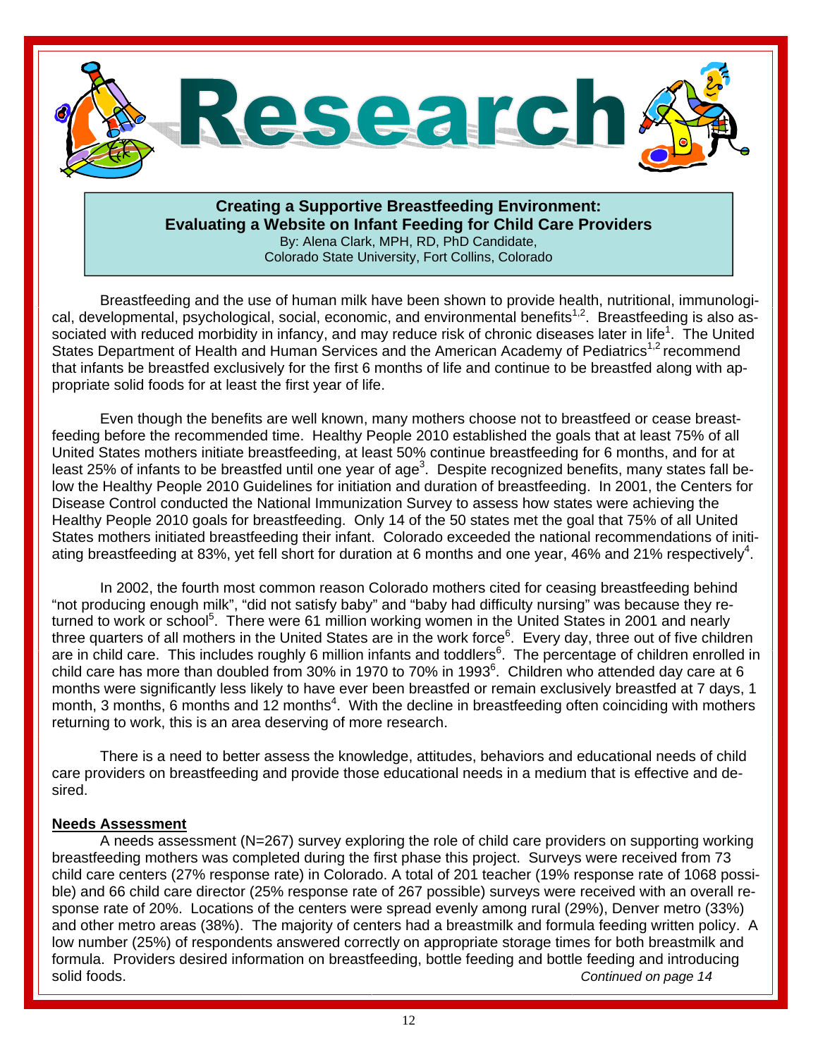# Research

**Creating a Supportive Breastfeeding Environment: Evaluating a Website on Infant Feeding for Child Care Providers**

By: Alena Clark, MPH, RD, PhD Candidate,
Colorado State University, Fort Collins, Colorado

Breastfeeding and the use of human milk have been shown to provide health, nutritional, immunological, developmental, psychological, social, economic, and environmental benefits[1,2]. Breastfeeding is also associated with reduced morbidity in infancy, and may reduce risk of chronic diseases later in life[1]. The United States Department of Health and Human Services and the American Academy of Pediatrics[1,2] recommend that infants be breastfed exclusively for the first 6 months of life and continue to be breastfed along with appropriate solid foods for at least the first year of life.

Even though the benefits are well known, many mothers choose not to breastfeed or cease breastfeeding before the recommended time. Healthy People 2010 established the goals that at least 75% of all United States mothers initiate breastfeeding, at least 50% continue breastfeeding for 6 months, and for at least 25% of infants to be breastfed until one year of age[3]. Despite recognized benefits, many states fall below the Healthy People 2010 Guidelines for initiation and duration of breastfeeding. In 2001, the Centers for Disease Control conducted the National Immunization Survey to assess how states were achieving the Healthy People 2010 goals for breastfeeding. Only 14 of the 50 states met the goal that 75% of all United States mothers initiated breastfeeding their infant. Colorado exceeded the national recommendations of initiating breastfeeding at 83%, yet fell short for duration at 6 months and one year, 46% and 21% respectively[4].

In 2002, the fourth most common reason Colorado mothers cited for ceasing breastfeeding behind "not producing enough milk", "did not satisfy baby" and "baby had difficulty nursing" was because they returned to work or school[5]. There were 61 million working women in the United States in 2001 and nearly three quarters of all mothers in the United States are in the work force[6]. Every day, three out of five children are in child care. This includes roughly 6 million infants and toddlers[6]. The percentage of children enrolled in child care has more than doubled from 30% in 1970 to 70% in 1993[6]. Children who attended day care at 6 months were significantly less likely to have ever been breastfed or remain exclusively breastfed at 7 days, 1 month, 3 months, 6 months and 12 months[4]. With the decline in breastfeeding often coinciding with mothers returning to work, this is an area deserving of more research.

There is a need to better assess the knowledge, attitudes, behaviors and educational needs of child care providers on breastfeeding and provide those educational needs in a medium that is effective and desired.

**Needs Assessment**

A needs assessment (N=267) survey exploring the role of child care providers on supporting working breastfeeding mothers was completed during the first phase this project. Surveys were received from 73 child care centers (27% response rate) in Colorado. A total of 201 teacher (19% response rate of 1068 possible) and 66 child care director (25% response rate of 267 possible) surveys were received with an overall response rate of 20%. Locations of the centers were spread evenly among rural (29%), Denver metro (33%) and other metro areas (38%). The majority of centers had a breastmilk and formula feeding written policy. A low number (25%) of respondents answered correctly on appropriate storage times for both breastmilk and formula. Providers desired information on breastfeeding, bottle feeding and bottle feeding and introducing solid foods.

*Continued on page 14*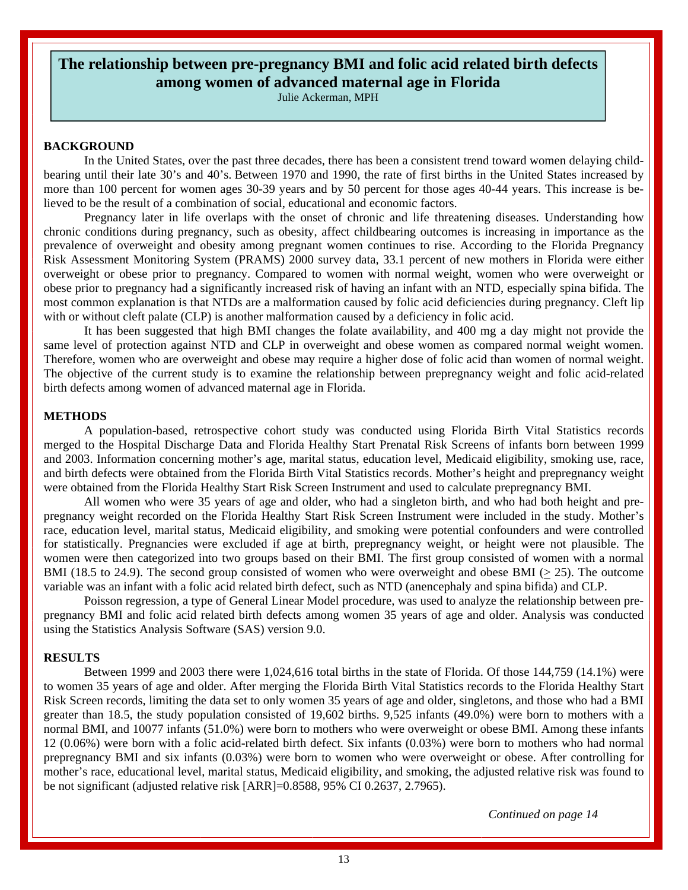# The relationship between pre-pregnancy BMI and folic acid related birth defects among women of advanced maternal age in Florida

Julie Ackerman, MPH

## BACKGROUND

In the United States, over the past three decades, there has been a consistent trend toward women delaying childbearing until their late 30's and 40's. Between 1970 and 1990, the rate of first births in the United States increased by more than 100 percent for women ages 30-39 years and by 50 percent for those ages 40-44 years. This increase is believed to be the result of a combination of social, educational and economic factors.

Pregnancy later in life overlaps with the onset of chronic and life threatening diseases. Understanding how chronic conditions during pregnancy, such as obesity, affect childbearing outcomes is increasing in importance as the prevalence of overweight and obesity among pregnant women continues to rise. According to the Florida Pregnancy Risk Assessment Monitoring System (PRAMS) 2000 survey data, 33.1 percent of new mothers in Florida were either overweight or obese prior to pregnancy. Compared to women with normal weight, women who were overweight or obese prior to pregnancy had a significantly increased risk of having an infant with an NTD, especially spina bifida. The most common explanation is that NTDs are a malformation caused by folic acid deficiencies during pregnancy. Cleft lip with or without cleft palate (CLP) is another malformation caused by a deficiency in folic acid.

It has been suggested that high BMI changes the folate availability, and 400 mg a day might not provide the same level of protection against NTD and CLP in overweight and obese women as compared normal weight women. Therefore, women who are overweight and obese may require a higher dose of folic acid than women of normal weight. The objective of the current study is to examine the relationship between prepregnancy weight and folic acid-related birth defects among women of advanced maternal age in Florida.

## METHODS

A population-based, retrospective cohort study was conducted using Florida Birth Vital Statistics records merged to the Hospital Discharge Data and Florida Healthy Start Prenatal Risk Screens of infants born between 1999 and 2003. Information concerning mother's age, marital status, education level, Medicaid eligibility, smoking use, race, and birth defects were obtained from the Florida Birth Vital Statistics records. Mother's height and prepregnancy weight were obtained from the Florida Healthy Start Risk Screen Instrument and used to calculate prepregnancy BMI.

All women who were 35 years of age and older, who had a singleton birth, and who had both height and prepregnancy weight recorded on the Florida Healthy Start Risk Screen Instrument were included in the study. Mother's race, education level, marital status, Medicaid eligibility, and smoking were potential confounders and were controlled for statistically. Pregnancies were excluded if age at birth, prepregnancy weight, or height were not plausible. The women were then categorized into two groups based on their BMI. The first group consisted of women with a normal BMI (18.5 to 24.9). The second group consisted of women who were overweight and obese BMI ($\geq$ 25). The outcome variable was an infant with a folic acid related birth defect, such as NTD (anencephaly and spina bifida) and CLP.

Poisson regression, a type of General Linear Model procedure, was used to analyze the relationship between prepregnancy BMI and folic acid related birth defects among women 35 years of age and older. Analysis was conducted using the Statistics Analysis Software (SAS) version 9.0.

## RESULTS

Between 1999 and 2003 there were 1,024,616 total births in the state of Florida. Of those 144,759 (14.1%) were to women 35 years of age and older. After merging the Florida Birth Vital Statistics records to the Florida Healthy Start Risk Screen records, limiting the data set to only women 35 years of age and older, singletons, and those who had a BMI greater than 18.5, the study population consisted of 19,602 births. 9,525 infants (49.0%) were born to mothers with a normal BMI, and 10077 infants (51.0%) were born to mothers who were overweight or obese BMI. Among these infants 12 (0.06%) were born with a folic acid-related birth defect. Six infants (0.03%) were born to mothers who had normal prepregnancy BMI and six infants (0.03%) were born to women who were overweight or obese. After controlling for mother's race, educational level, marital status, Medicaid eligibility, and smoking, the adjusted relative risk was found to be not significant (adjusted relative risk [ARR]=0.8588, 95% CI 0.2637, 2.7965).

*Continued on page 14*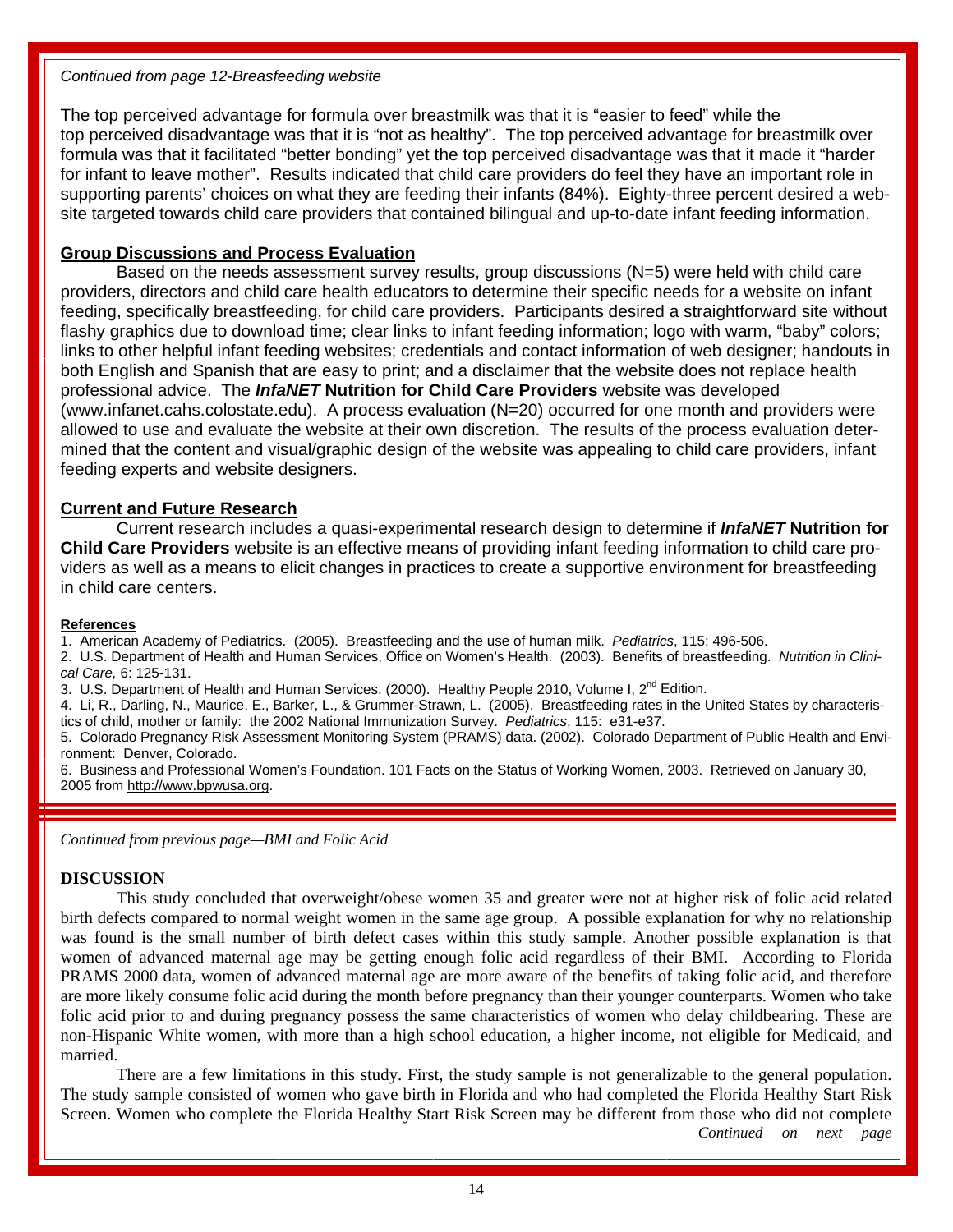*Continued from page 12-Breasfeeding website*

The top perceived advantage for formula over breastmilk was that it is "easier to feed" while the top perceived disadvantage was that it is "not as healthy". The top perceived advantage for breastmilk over formula was that it facilitated "better bonding" yet the top perceived disadvantage was that it made it "harder for infant to leave mother". Results indicated that child care providers do feel they have an important role in supporting parents' choices on what they are feeding their infants (84%). Eighty-three percent desired a website targeted towards child care providers that contained bilingual and up-to-date infant feeding information.

## Group Discussions and Process Evaluation

Based on the needs assessment survey results, group discussions (N=5) were held with child care providers, directors and child care health educators to determine their specific needs for a website on infant feeding, specifically breastfeeding, for child care providers. Participants desired a straightforward site without flashy graphics due to download time; clear links to infant feeding information; logo with warm, "baby" colors; links to other helpful infant feeding websites; credentials and contact information of web designer; handouts in both English and Spanish that are easy to print; and a disclaimer that the website does not replace health professional advice. The ***InfaNET*** **Nutrition for Child Care Providers** website was developed (www.infanet.cahs.colostate.edu). A process evaluation (N=20) occurred for one month and providers were allowed to use and evaluate the website at their own discretion. The results of the process evaluation determined that the content and visual/graphic design of the website was appealing to child care providers, infant feeding experts and website designers.

## Current and Future Research

Current research includes a quasi-experimental research design to determine if ***InfaNET*** **Nutrition for Child Care Providers** website is an effective means of providing infant feeding information to child care providers as well as a means to elicit changes in practices to create a supportive environment for breastfeeding in child care centers.

### References

1. American Academy of Pediatrics. (2005). Breastfeeding and the use of human milk. *Pediatrics*, 115: 496-506.
2. U.S. Department of Health and Human Services, Office on Women's Health. (2003). Benefits of breastfeeding. *Nutrition in Clinical Care,* 6: 125-131.
3. U.S. Department of Health and Human Services. (2000). Healthy People 2010, Volume I, 2nd Edition.
4. Li, R., Darling, N., Maurice, E., Barker, L., & Grummer-Strawn, L. (2005). Breastfeeding rates in the United States by characteristics of child, mother or family: the 2002 National Immunization Survey. *Pediatrics*, 115: e31-e37.
5. Colorado Pregnancy Risk Assessment Monitoring System (PRAMS) data. (2002). Colorado Department of Public Health and Environment: Denver, Colorado.
6. Business and Professional Women's Foundation. 101 Facts on the Status of Working Women, 2003. Retrieved on January 30, 2005 from http://www.bpwusa.org.

---

*Continued from previous page—BMI and Folic Acid*

## DISCUSSION

This study concluded that overweight/obese women 35 and greater were not at higher risk of folic acid related birth defects compared to normal weight women in the same age group. A possible explanation for why no relationship was found is the small number of birth defect cases within this study sample. Another possible explanation is that women of advanced maternal age may be getting enough folic acid regardless of their BMI. According to Florida PRAMS 2000 data, women of advanced maternal age are more aware of the benefits of taking folic acid, and therefore are more likely consume folic acid during the month before pregnancy than their younger counterparts. Women who take folic acid prior to and during pregnancy possess the same characteristics of women who delay childbearing. These are non-Hispanic White women, with more than a high school education, a higher income, not eligible for Medicaid, and married.

There are a few limitations in this study. First, the study sample is not generalizable to the general population. The study sample consisted of women who gave birth in Florida and who had completed the Florida Healthy Start Risk Screen. Women who complete the Florida Healthy Start Risk Screen may be different from those who did not complete

*Continued on next page*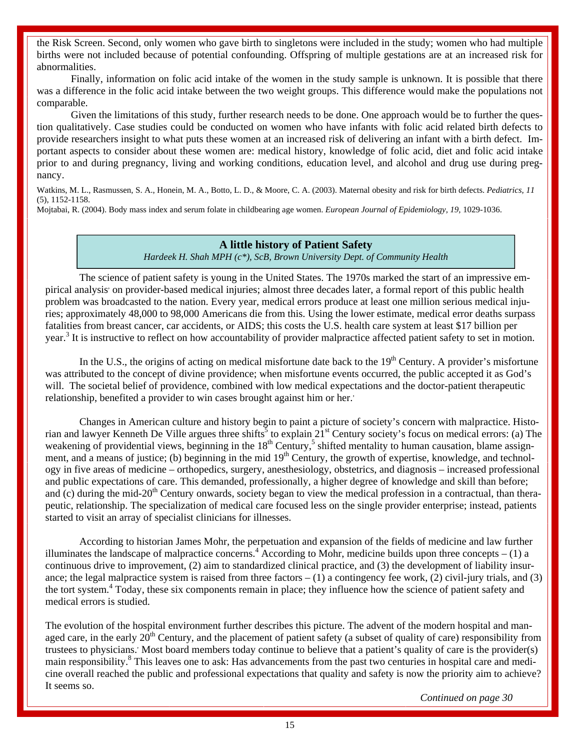the Risk Screen. Second, only women who gave birth to singletons were included in the study; women who had multiple births were not included because of potential confounding. Offspring of multiple gestations are at an increased risk for abnormalities.

Finally, information on folic acid intake of the women in the study sample is unknown. It is possible that there was a difference in the folic acid intake between the two weight groups. This difference would make the populations not comparable.

Given the limitations of this study, further research needs to be done. One approach would be to further the question qualitatively. Case studies could be conducted on women who have infants with folic acid related birth defects to provide researchers insight to what puts these women at an increased risk of delivering an infant with a birth defect. Important aspects to consider about these women are: medical history, knowledge of folic acid, diet and folic acid intake prior to and during pregnancy, living and working conditions, education level, and alcohol and drug use during pregnancy.

Watkins, M. L., Rasmussen, S. A., Honein, M. A., Botto, L. D., & Moore, C. A. (2003). Maternal obesity and risk for birth defects. *Pediatrics, 11* (5), 1152-1158.

Mojtabai, R. (2004). Body mass index and serum folate in childbearing age women. *European Journal of Epidemiology, 19*, 1029-1036.

## A little history of Patient Safety

*Hardeek H. Shah MPH (c\*), ScB, Brown University Dept. of Community Health*

The science of patient safety is young in the United States. The 1970s marked the start of an impressive empirical analysis' on provider-based medical injuries; almost three decades later, a formal report of this public health problem was broadcasted to the nation. Every year, medical errors produce at least one million serious medical injuries; approximately 48,000 to 98,000 Americans die from this. Using the lower estimate, medical error deaths surpass fatalities from breast cancer, car accidents, or AIDS; this costs the U.S. health care system at least $17 billion per year.[3] It is instructive to reflect on how accountability of provider malpractice affected patient safety to set in motion.

In the U.S., the origins of acting on medical misfortune date back to the 19th Century. A provider's misfortune was attributed to the concept of divine providence; when misfortune events occurred, the public accepted it as God's will. The societal belief of providence, combined with low medical expectations and the doctor-patient therapeutic relationship, benefited a provider to win cases brought against him or her.'

Changes in American culture and history begin to paint a picture of society's concern with malpractice. Historian and lawyer Kenneth De Ville argues three shifts[5] to explain 21st Century society's focus on medical errors: (a) The weakening of providential views, beginning in the 18th Century,[5] shifted mentality to human causation, blame assignment, and a means of justice; (b) beginning in the mid 19th Century, the growth of expertise, knowledge, and technology in five areas of medicine – orthopedics, surgery, anesthesiology, obstetrics, and diagnosis – increased professional and public expectations of care. This demanded, professionally, a higher degree of knowledge and skill than before; and (c) during the mid-20th Century onwards, society began to view the medical profession in a contractual, than therapeutic, relationship. The specialization of medical care focused less on the single provider enterprise; instead, patients started to visit an array of specialist clinicians for illnesses.

According to historian James Mohr, the perpetuation and expansion of the fields of medicine and law further illuminates the landscape of malpractice concerns.[4] According to Mohr, medicine builds upon three concepts – (1) a continuous drive to improvement, (2) aim to standardized clinical practice, and (3) the development of liability insurance; the legal malpractice system is raised from three factors – (1) a contingency fee work, (2) civil-jury trials, and (3) the tort system.[4] Today, these six components remain in place; they influence how the science of patient safety and medical errors is studied.

The evolution of the hospital environment further describes this picture. The advent of the modern hospital and managed care, in the early 20th Century, and the placement of patient safety (a subset of quality of care) responsibility from trustees to physicians.' Most board members today continue to believe that a patient's quality of care is the provider(s) main responsibility.[8] This leaves one to ask: Has advancements from the past two centuries in hospital care and medicine overall reached the public and professional expectations that quality and safety is now the priority aim to achieve? It seems so.

*Continued on page 30*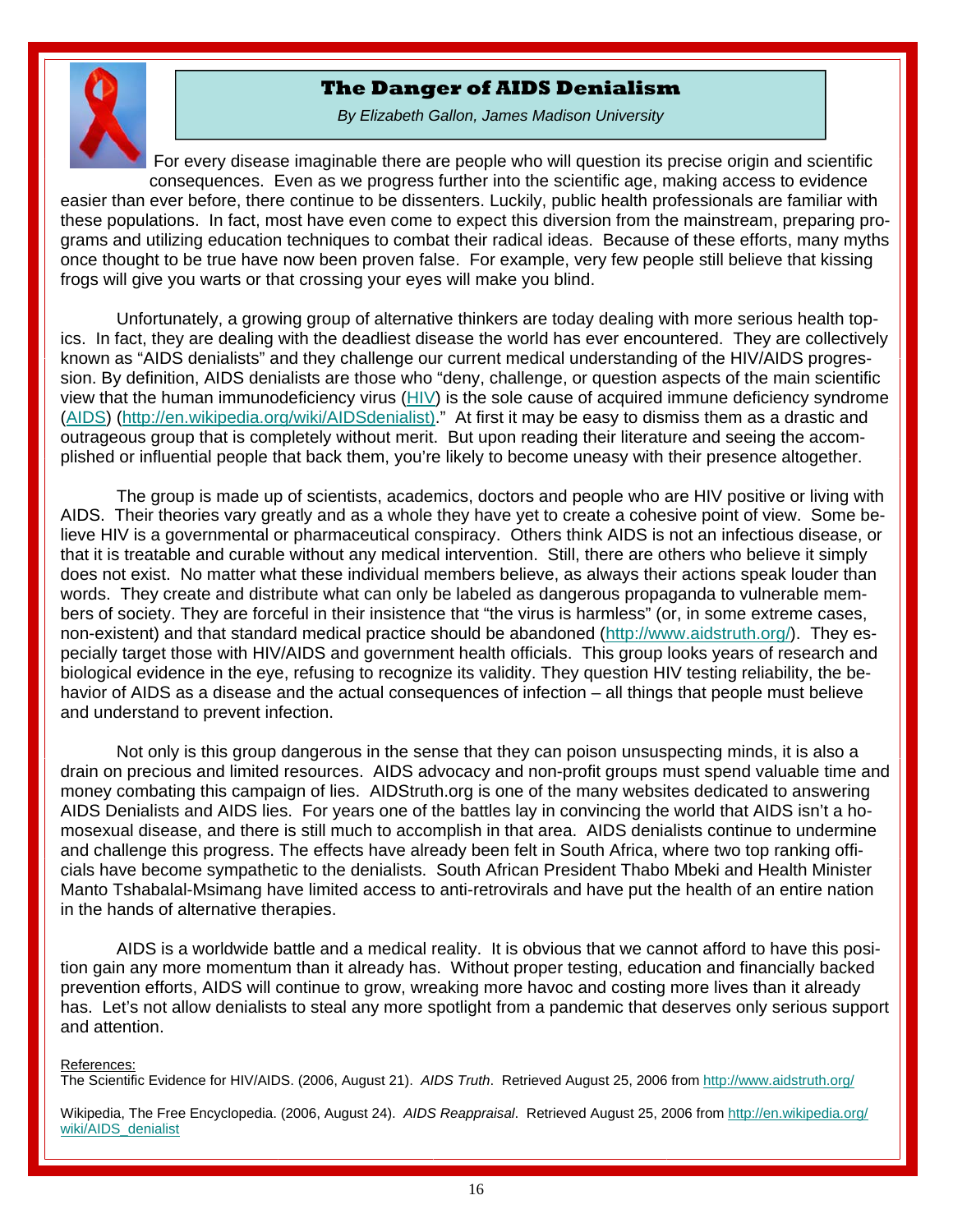# The Danger of AIDS Denialism

*By Elizabeth Gallon, James Madison University*

For every disease imaginable there are people who will question its precise origin and scientific consequences. Even as we progress further into the scientific age, making access to evidence easier than ever before, there continue to be dissenters. Luckily, public health professionals are familiar with these populations. In fact, most have even come to expect this diversion from the mainstream, preparing programs and utilizing education techniques to combat their radical ideas. Because of these efforts, many myths once thought to be true have now been proven false. For example, very few people still believe that kissing frogs will give you warts or that crossing your eyes will make you blind.

Unfortunately, a growing group of alternative thinkers are today dealing with more serious health topics. In fact, they are dealing with the deadliest disease the world has ever encountered. They are collectively known as "AIDS denialists" and they challenge our current medical understanding of the HIV/AIDS progression. By definition, AIDS denialists are those who "deny, challenge, or question aspects of the main scientific view that the human immunodeficiency virus (HIV) is the sole cause of acquired immune deficiency syndrome (AIDS) (http://en.wikipedia.org/wiki/AIDSdenialist)." At first it may be easy to dismiss them as a drastic and outrageous group that is completely without merit. But upon reading their literature and seeing the accomplished or influential people that back them, you're likely to become uneasy with their presence altogether.

The group is made up of scientists, academics, doctors and people who are HIV positive or living with AIDS. Their theories vary greatly and as a whole they have yet to create a cohesive point of view. Some believe HIV is a governmental or pharmaceutical conspiracy. Others think AIDS is not an infectious disease, or that it is treatable and curable without any medical intervention. Still, there are others who believe it simply does not exist. No matter what these individual members believe, as always their actions speak louder than words. They create and distribute what can only be labeled as dangerous propaganda to vulnerable members of society. They are forceful in their insistence that "the virus is harmless" (or, in some extreme cases, non-existent) and that standard medical practice should be abandoned (http://www.aidstruth.org/). They especially target those with HIV/AIDS and government health officials. This group looks years of research and biological evidence in the eye, refusing to recognize its validity. They question HIV testing reliability, the behavior of AIDS as a disease and the actual consequences of infection – all things that people must believe and understand to prevent infection.

Not only is this group dangerous in the sense that they can poison unsuspecting minds, it is also a drain on precious and limited resources. AIDS advocacy and non-profit groups must spend valuable time and money combating this campaign of lies. AIDStruth.org is one of the many websites dedicated to answering AIDS Denialists and AIDS lies. For years one of the battles lay in convincing the world that AIDS isn't a homosexual disease, and there is still much to accomplish in that area. AIDS denialists continue to undermine and challenge this progress. The effects have already been felt in South Africa, where two top ranking officials have become sympathetic to the denialists. South African President Thabo Mbeki and Health Minister Manto Tshabalal-Msimang have limited access to anti-retrovirals and have put the health of an entire nation in the hands of alternative therapies.

AIDS is a worldwide battle and a medical reality. It is obvious that we cannot afford to have this position gain any more momentum than it already has. Without proper testing, education and financially backed prevention efforts, AIDS will continue to grow, wreaking more havoc and costing more lives than it already has. Let's not allow denialists to steal any more spotlight from a pandemic that deserves only serious support and attention.

References:

The Scientific Evidence for HIV/AIDS. (2006, August 21). *AIDS Truth*. Retrieved August 25, 2006 from http://www.aidstruth.org/

Wikipedia, The Free Encyclopedia. (2006, August 24). *AIDS Reappraisal*. Retrieved August 25, 2006 from http://en.wikipedia.org/wiki/AIDS_denialist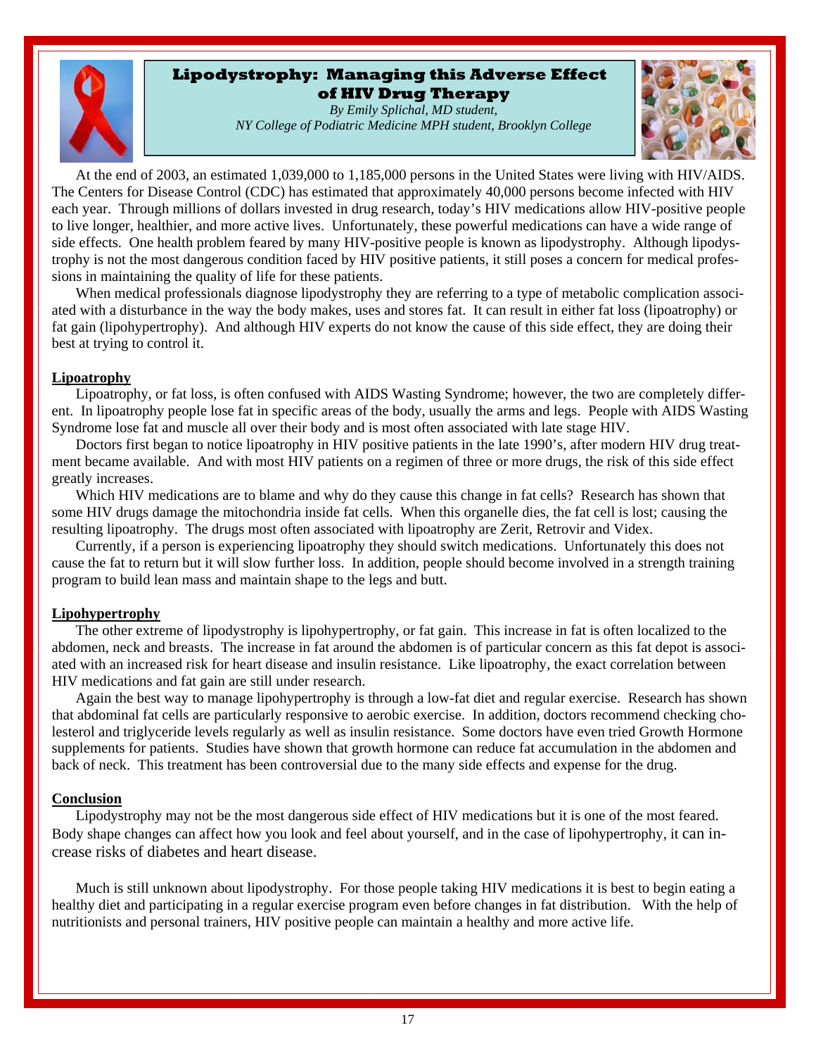# Lipodystrophy: Managing this Adverse Effect of HIV Drug Therapy

*By Emily Splichal, MD student,*
*NY College of Podiatric Medicine MPH student, Brooklyn College*

At the end of 2003, an estimated 1,039,000 to 1,185,000 persons in the United States were living with HIV/AIDS. The Centers for Disease Control (CDC) has estimated that approximately 40,000 persons become infected with HIV each year. Through millions of dollars invested in drug research, today's HIV medications allow HIV-positive people to live longer, healthier, and more active lives. Unfortunately, these powerful medications can have a wide range of side effects. One health problem feared by many HIV-positive people is known as lipodystrophy. Although lipodystrophy is not the most dangerous condition faced by HIV positive patients, it still poses a concern for medical professions in maintaining the quality of life for these patients.

When medical professionals diagnose lipodystrophy they are referring to a type of metabolic complication associated with a disturbance in the way the body makes, uses and stores fat. It can result in either fat loss (lipoatrophy) or fat gain (lipohypertrophy). And although HIV experts do not know the cause of this side effect, they are doing their best at trying to control it.

## Lipoatrophy

Lipoatrophy, or fat loss, is often confused with AIDS Wasting Syndrome; however, the two are completely different. In lipoatrophy people lose fat in specific areas of the body, usually the arms and legs. People with AIDS Wasting Syndrome lose fat and muscle all over their body and is most often associated with late stage HIV.

Doctors first began to notice lipoatrophy in HIV positive patients in the late 1990's, after modern HIV drug treatment became available. And with most HIV patients on a regimen of three or more drugs, the risk of this side effect greatly increases.

Which HIV medications are to blame and why do they cause this change in fat cells? Research has shown that some HIV drugs damage the mitochondria inside fat cells. When this organelle dies, the fat cell is lost; causing the resulting lipoatrophy. The drugs most often associated with lipoatrophy are Zerit, Retrovir and Videx.

Currently, if a person is experiencing lipoatrophy they should switch medications. Unfortunately this does not cause the fat to return but it will slow further loss. In addition, people should become involved in a strength training program to build lean mass and maintain shape to the legs and butt.

## Lipohypertrophy

The other extreme of lipodystrophy is lipohypertrophy, or fat gain. This increase in fat is often localized to the abdomen, neck and breasts. The increase in fat around the abdomen is of particular concern as this fat depot is associated with an increased risk for heart disease and insulin resistance. Like lipoatrophy, the exact correlation between HIV medications and fat gain are still under research.

Again the best way to manage lipohypertrophy is through a low-fat diet and regular exercise. Research has shown that abdominal fat cells are particularly responsive to aerobic exercise. In addition, doctors recommend checking cholesterol and triglyceride levels regularly as well as insulin resistance. Some doctors have even tried Growth Hormone supplements for patients. Studies have shown that growth hormone can reduce fat accumulation in the abdomen and back of neck. This treatment has been controversial due to the many side effects and expense for the drug.

## Conclusion

Lipodystrophy may not be the most dangerous side effect of HIV medications but it is one of the most feared. Body shape changes can affect how you look and feel about yourself, and in the case of lipohypertrophy, it can increase risks of diabetes and heart disease.

Much is still unknown about lipodystrophy. For those people taking HIV medications it is best to begin eating a healthy diet and participating in a regular exercise program even before changes in fat distribution. With the help of nutritionists and personal trainers, HIV positive people can maintain a healthy and more active life.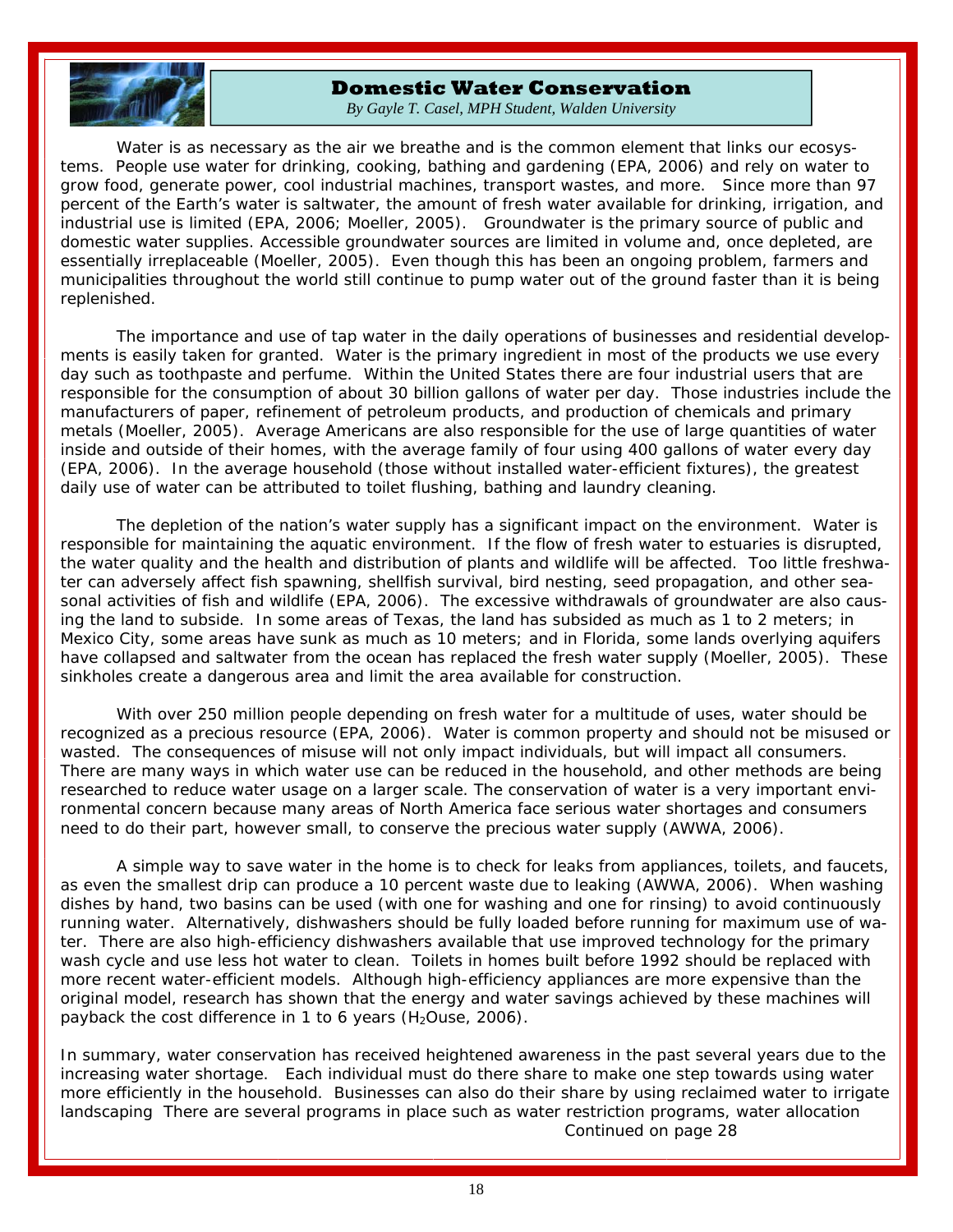# Domestic Water Conservation

*By Gayle T. Casel, MPH Student, Walden University*

Water is as necessary as the air we breathe and is the common element that links our ecosystems. People use water for drinking, cooking, bathing and gardening (EPA, 2006) and rely on water to grow food, generate power, cool industrial machines, transport wastes, and more. Since more than 97 percent of the Earth's water is saltwater, the amount of fresh water available for drinking, irrigation, and industrial use is limited (EPA, 2006; Moeller, 2005). Groundwater is the primary source of public and domestic water supplies. Accessible groundwater sources are limited in volume and, once depleted, are essentially irreplaceable (Moeller, 2005). Even though this has been an ongoing problem, farmers and municipalities throughout the world still continue to pump water out of the ground faster than it is being replenished.

The importance and use of tap water in the daily operations of businesses and residential developments is easily taken for granted. Water is the primary ingredient in most of the products we use every day such as toothpaste and perfume. Within the United States there are four industrial users that are responsible for the consumption of about 30 billion gallons of water per day. Those industries include the manufacturers of paper, refinement of petroleum products, and production of chemicals and primary metals (Moeller, 2005). Average Americans are also responsible for the use of large quantities of water inside and outside of their homes, with the average family of four using 400 gallons of water every day (EPA, 2006). In the average household (those without installed water-efficient fixtures), the greatest daily use of water can be attributed to toilet flushing, bathing and laundry cleaning.

The depletion of the nation's water supply has a significant impact on the environment. Water is responsible for maintaining the aquatic environment. If the flow of fresh water to estuaries is disrupted, the water quality and the health and distribution of plants and wildlife will be affected. Too little freshwater can adversely affect fish spawning, shellfish survival, bird nesting, seed propagation, and other seasonal activities of fish and wildlife (EPA, 2006). The excessive withdrawals of groundwater are also causing the land to subside. In some areas of Texas, the land has subsided as much as 1 to 2 meters; in Mexico City, some areas have sunk as much as 10 meters; and in Florida, some lands overlying aquifers have collapsed and saltwater from the ocean has replaced the fresh water supply (Moeller, 2005). These sinkholes create a dangerous area and limit the area available for construction.

With over 250 million people depending on fresh water for a multitude of uses, water should be recognized as a precious resource (EPA, 2006). Water is common property and should not be misused or wasted. The consequences of misuse will not only impact individuals, but will impact all consumers. There are many ways in which water use can be reduced in the household, and other methods are being researched to reduce water usage on a larger scale. The conservation of water is a very important environmental concern because many areas of North America face serious water shortages and consumers need to do their part, however small, to conserve the precious water supply (AWWA, 2006).

A simple way to save water in the home is to check for leaks from appliances, toilets, and faucets, as even the smallest drip can produce a 10 percent waste due to leaking (AWWA, 2006). When washing dishes by hand, two basins can be used (with one for washing and one for rinsing) to avoid continuously running water. Alternatively, dishwashers should be fully loaded before running for maximum use of water. There are also high-efficiency dishwashers available that use improved technology for the primary wash cycle and use less hot water to clean. Toilets in homes built before 1992 should be replaced with more recent water-efficient models. Although high-efficiency appliances are more expensive than the original model, research has shown that the energy and water savings achieved by these machines will payback the cost difference in 1 to 6 years ($H_2$Ouse, 2006).

In summary, water conservation has received heightened awareness in the past several years due to the increasing water shortage. Each individual must do there share to make one step towards using water more efficiently in the household. Businesses can also do their share by using reclaimed water to irrigate landscaping There are several programs in place such as water restriction programs, water allocation

Continued on page 28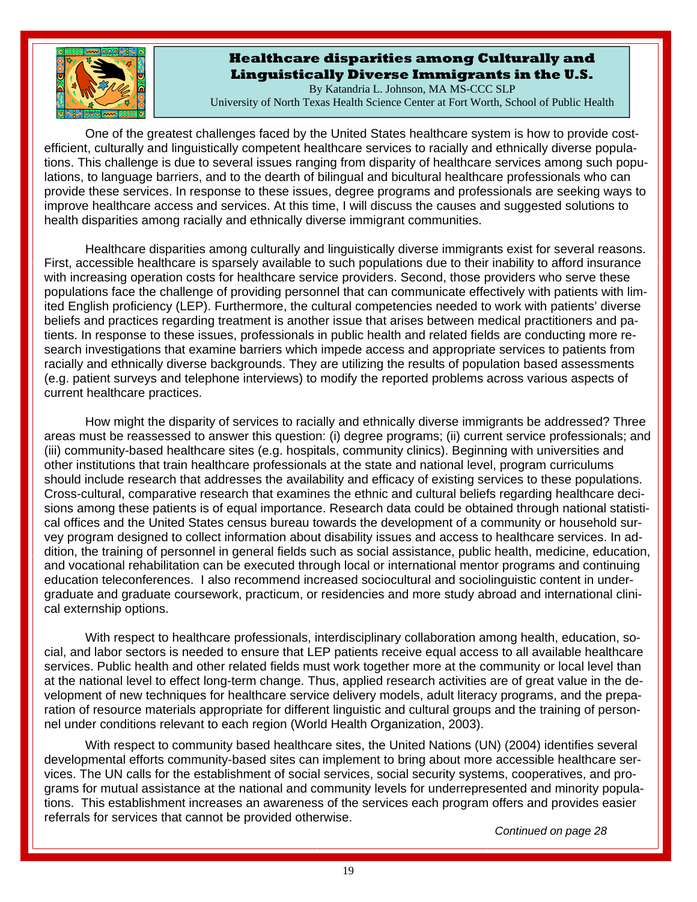# Healthcare disparities among Culturally and Linguistically Diverse Immigrants in the U.S.

By Katandria L. Johnson, MA MS-CCC SLP
University of North Texas Health Science Center at Fort Worth, School of Public Health

One of the greatest challenges faced by the United States healthcare system is how to provide cost-efficient, culturally and linguistically competent healthcare services to racially and ethnically diverse populations. This challenge is due to several issues ranging from disparity of healthcare services among such populations, to language barriers, and to the dearth of bilingual and bicultural healthcare professionals who can provide these services. In response to these issues, degree programs and professionals are seeking ways to improve healthcare access and services. At this time, I will discuss the causes and suggested solutions to health disparities among racially and ethnically diverse immigrant communities.

Healthcare disparities among culturally and linguistically diverse immigrants exist for several reasons. First, accessible healthcare is sparsely available to such populations due to their inability to afford insurance with increasing operation costs for healthcare service providers. Second, those providers who serve these populations face the challenge of providing personnel that can communicate effectively with patients with limited English proficiency (LEP). Furthermore, the cultural competencies needed to work with patients' diverse beliefs and practices regarding treatment is another issue that arises between medical practitioners and patients. In response to these issues, professionals in public health and related fields are conducting more research investigations that examine barriers which impede access and appropriate services to patients from racially and ethnically diverse backgrounds. They are utilizing the results of population based assessments (e.g. patient surveys and telephone interviews) to modify the reported problems across various aspects of current healthcare practices.

How might the disparity of services to racially and ethnically diverse immigrants be addressed? Three areas must be reassessed to answer this question: (i) degree programs; (ii) current service professionals; and (iii) community-based healthcare sites (e.g. hospitals, community clinics). Beginning with universities and other institutions that train healthcare professionals at the state and national level, program curriculums should include research that addresses the availability and efficacy of existing services to these populations. Cross-cultural, comparative research that examines the ethnic and cultural beliefs regarding healthcare decisions among these patients is of equal importance. Research data could be obtained through national statistical offices and the United States census bureau towards the development of a community or household survey program designed to collect information about disability issues and access to healthcare services. In addition, the training of personnel in general fields such as social assistance, public health, medicine, education, and vocational rehabilitation can be executed through local or international mentor programs and continuing education teleconferences. I also recommend increased sociocultural and sociolinguistic content in undergraduate and graduate coursework, practicum, or residencies and more study abroad and international clinical externship options.

With respect to healthcare professionals, interdisciplinary collaboration among health, education, social, and labor sectors is needed to ensure that LEP patients receive equal access to all available healthcare services. Public health and other related fields must work together more at the community or local level than at the national level to effect long-term change. Thus, applied research activities are of great value in the development of new techniques for healthcare service delivery models, adult literacy programs, and the preparation of resource materials appropriate for different linguistic and cultural groups and the training of personnel under conditions relevant to each region (World Health Organization, 2003).

With respect to community based healthcare sites, the United Nations (UN) (2004) identifies several developmental efforts community-based sites can implement to bring about more accessible healthcare services. The UN calls for the establishment of social services, social security systems, cooperatives, and programs for mutual assistance at the national and community levels for underrepresented and minority populations. This establishment increases an awareness of the services each program offers and provides easier referrals for services that cannot be provided otherwise.

*Continued on page 28*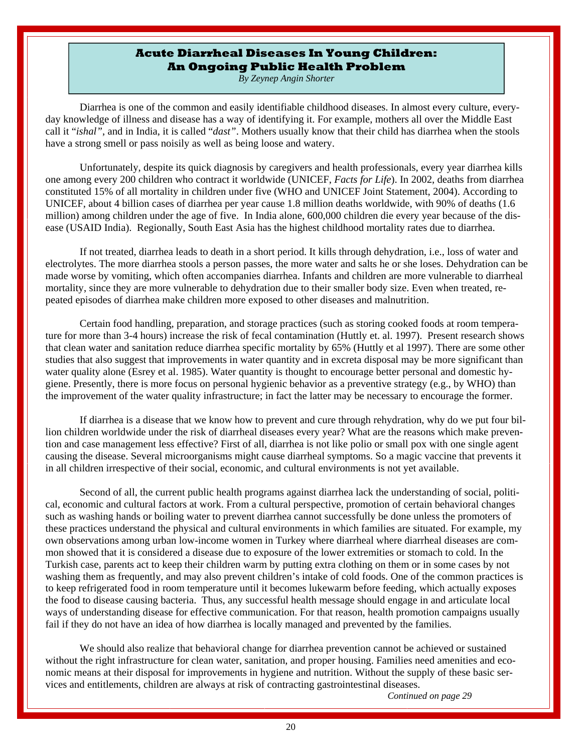# Acute Diarrheal Diseases In Young Children: An Ongoing Public Health Problem

*By Zeynep Angin Shorter*

Diarrhea is one of the common and easily identifiable childhood diseases. In almost every culture, everyday knowledge of illness and disease has a way of identifying it. For example, mothers all over the Middle East call it "*ishal*", and in India, it is called "*dast*". Mothers usually know that their child has diarrhea when the stools have a strong smell or pass noisily as well as being loose and watery.

Unfortunately, despite its quick diagnosis by caregivers and health professionals, every year diarrhea kills one among every 200 children who contract it worldwide (UNICEF, *Facts for Life*). In 2002, deaths from diarrhea constituted 15% of all mortality in children under five (WHO and UNICEF Joint Statement, 2004). According to UNICEF, about 4 billion cases of diarrhea per year cause 1.8 million deaths worldwide, with 90% of deaths (1.6 million) among children under the age of five. In India alone, 600,000 children die every year because of the disease (USAID India). Regionally, South East Asia has the highest childhood mortality rates due to diarrhea.

If not treated, diarrhea leads to death in a short period. It kills through dehydration, i.e., loss of water and electrolytes. The more diarrhea stools a person passes, the more water and salts he or she loses. Dehydration can be made worse by vomiting, which often accompanies diarrhea. Infants and children are more vulnerable to diarrheal mortality, since they are more vulnerable to dehydration due to their smaller body size. Even when treated, repeated episodes of diarrhea make children more exposed to other diseases and malnutrition.

Certain food handling, preparation, and storage practices (such as storing cooked foods at room temperature for more than 3-4 hours) increase the risk of fecal contamination (Huttly et. al. 1997). Present research shows that clean water and sanitation reduce diarrhea specific mortality by 65% (Huttly et al 1997). There are some other studies that also suggest that improvements in water quantity and in excreta disposal may be more significant than water quality alone (Esrey et al. 1985). Water quantity is thought to encourage better personal and domestic hygiene. Presently, there is more focus on personal hygienic behavior as a preventive strategy (e.g., by WHO) than the improvement of the water quality infrastructure; in fact the latter may be necessary to encourage the former.

If diarrhea is a disease that we know how to prevent and cure through rehydration, why do we put four billion children worldwide under the risk of diarrheal diseases every year? What are the reasons which make prevention and case management less effective? First of all, diarrhea is not like polio or small pox with one single agent causing the disease. Several microorganisms might cause diarrheal symptoms. So a magic vaccine that prevents it in all children irrespective of their social, economic, and cultural environments is not yet available.

Second of all, the current public health programs against diarrhea lack the understanding of social, political, economic and cultural factors at work. From a cultural perspective, promotion of certain behavioral changes such as washing hands or boiling water to prevent diarrhea cannot successfully be done unless the promoters of these practices understand the physical and cultural environments in which families are situated. For example, my own observations among urban low-income women in Turkey where diarrheal where diarrheal diseases are common showed that it is considered a disease due to exposure of the lower extremities or stomach to cold. In the Turkish case, parents act to keep their children warm by putting extra clothing on them or in some cases by not washing them as frequently, and may also prevent children's intake of cold foods. One of the common practices is to keep refrigerated food in room temperature until it becomes lukewarm before feeding, which actually exposes the food to disease causing bacteria. Thus, any successful health message should engage in and articulate local ways of understanding disease for effective communication. For that reason, health promotion campaigns usually fail if they do not have an idea of how diarrhea is locally managed and prevented by the families.

We should also realize that behavioral change for diarrhea prevention cannot be achieved or sustained without the right infrastructure for clean water, sanitation, and proper housing. Families need amenities and economic means at their disposal for improvements in hygiene and nutrition. Without the supply of these basic services and entitlements, children are always at risk of contracting gastrointestinal diseases.

*Continued on page 29*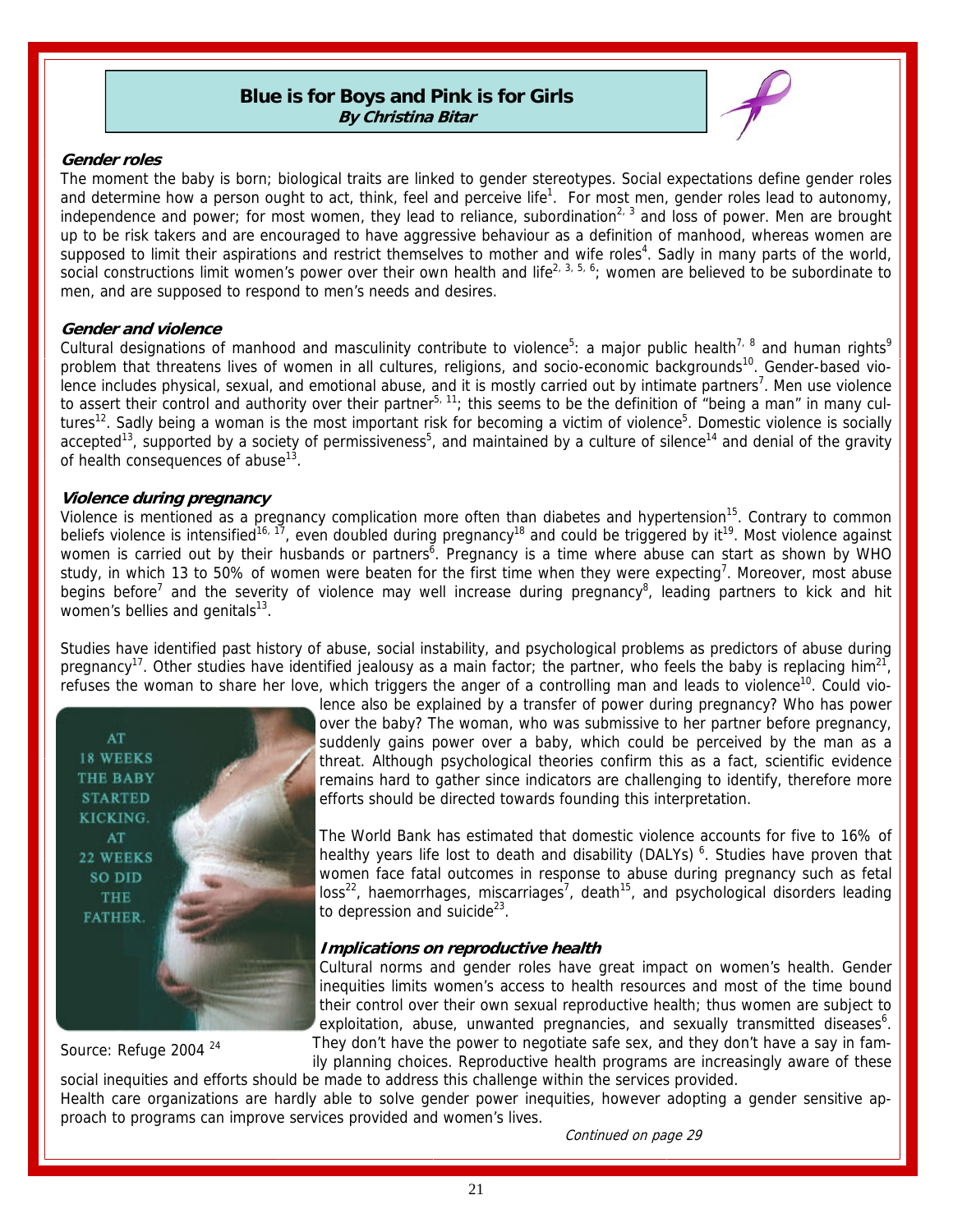# Blue is for Boys and Pink is for Girls

**By Christina Bitar**

### Gender roles

The moment the baby is born; biological traits are linked to gender stereotypes. Social expectations define gender roles and determine how a person ought to act, think, feel and perceive life[1]. For most men, gender roles lead to autonomy, independence and power; for most women, they lead to reliance, subordination[2, 3] and loss of power. Men are brought up to be risk takers and are encouraged to have aggressive behaviour as a definition of manhood, whereas women are supposed to limit their aspirations and restrict themselves to mother and wife roles[4]. Sadly in many parts of the world, social constructions limit women's power over their own health and life[2, 3, 5, 6]; women are believed to be subordinate to men, and are supposed to respond to men's needs and desires.

### Gender and violence

Cultural designations of manhood and masculinity contribute to violence[5]: a major public health[7, 8] and human rights[9] problem that threatens lives of women in all cultures, religions, and socio-economic backgrounds[10]. Gender-based violence includes physical, sexual, and emotional abuse, and it is mostly carried out by intimate partners[7]. Men use violence to assert their control and authority over their partner[5, 11]; this seems to be the definition of "being a man" in many cultures[12]. Sadly being a woman is the most important risk for becoming a victim of violence[5]. Domestic violence is socially accepted[13], supported by a society of permissiveness[5], and maintained by a culture of silence[14] and denial of the gravity of health consequences of abuse[13].

### Violence during pregnancy

Violence is mentioned as a pregnancy complication more often than diabetes and hypertension[15]. Contrary to common beliefs violence is intensified[16, 17], even doubled during pregnancy[18] and could be triggered by it[19]. Most violence against women is carried out by their husbands or partners[6]. Pregnancy is a time where abuse can start as shown by WHO study, in which 13 to 50% of women were beaten for the first time when they were expecting[7]. Moreover, most abuse begins before[7] and the severity of violence may well increase during pregnancy[8], leading partners to kick and hit women's bellies and genitals[13].

Studies have identified past history of abuse, social instability, and psychological problems as predictors of abuse during pregnancy[17]. Other studies have identified jealousy as a main factor; the partner, who feels the baby is replacing him[21], refuses the woman to share her love, which triggers the anger of a controlling man and leads to violence[10]. Could violence also be explained by a transfer of power during pregnancy? Who has power over the baby? The woman, who was submissive to her partner before pregnancy, suddenly gains power over a baby, which could be perceived by the man as a threat. Although psychological theories confirm this as a fact, scientific evidence remains hard to gather since indicators are challenging to identify, therefore more efforts should be directed towards founding this interpretation.

AT 18 WEEKS THE BABY STARTED KICKING. AT 22 WEEKS SO DID THE FATHER.

Source: Refuge 2004 [24]

The World Bank has estimated that domestic violence accounts for five to 16% of healthy years life lost to death and disability (DALYs) [6]. Studies have proven that women face fatal outcomes in response to abuse during pregnancy such as fetal loss[22], haemorrhages, miscarriages[7], death[15], and psychological disorders leading to depression and suicide[23].

### Implications on reproductive health

Cultural norms and gender roles have great impact on women's health. Gender inequities limits women's access to health resources and most of the time bound their control over their own sexual reproductive health; thus women are subject to exploitation, abuse, unwanted pregnancies, and sexually transmitted diseases[6]. They don't have the power to negotiate safe sex, and they don't have a say in family planning choices. Reproductive health programs are increasingly aware of these social inequities and efforts should be made to address this challenge within the services provided.

Health care organizations are hardly able to solve gender power inequities, however adopting a gender sensitive approach to programs can improve services provided and women's lives.

*Continued on page 29*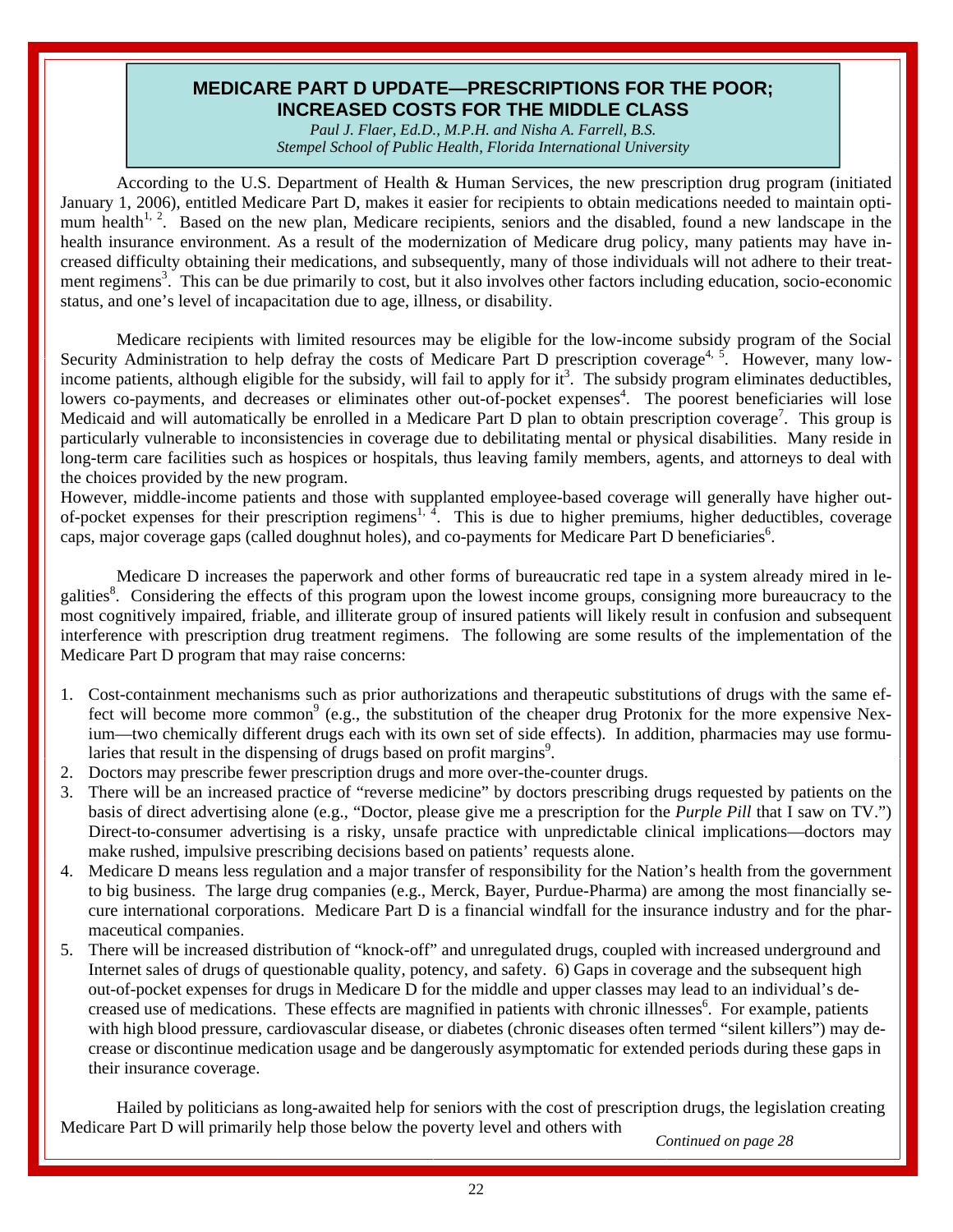## MEDICARE PART D UPDATE—PRESCRIPTIONS FOR THE POOR; INCREASED COSTS FOR THE MIDDLE CLASS

*Paul J. Flaer, Ed.D., M.P.H. and Nisha A. Farrell, B.S.*
*Stempel School of Public Health, Florida International University*

According to the U.S. Department of Health & Human Services, the new prescription drug program (initiated January 1, 2006), entitled Medicare Part D, makes it easier for recipients to obtain medications needed to maintain optimum health[1, 2]. Based on the new plan, Medicare recipients, seniors and the disabled, found a new landscape in the health insurance environment. As a result of the modernization of Medicare drug policy, many patients may have increased difficulty obtaining their medications, and subsequently, many of those individuals will not adhere to their treatment regimens[3]. This can be due primarily to cost, but it also involves other factors including education, socio-economic status, and one's level of incapacitation due to age, illness, or disability.

Medicare recipients with limited resources may be eligible for the low-income subsidy program of the Social Security Administration to help defray the costs of Medicare Part D prescription coverage[4, 5]. However, many low-income patients, although eligible for the subsidy, will fail to apply for it[3]. The subsidy program eliminates deductibles, lowers co-payments, and decreases or eliminates other out-of-pocket expenses[4]. The poorest beneficiaries will lose Medicaid and will automatically be enrolled in a Medicare Part D plan to obtain prescription coverage[7]. This group is particularly vulnerable to inconsistencies in coverage due to debilitating mental or physical disabilities. Many reside in long-term care facilities such as hospices or hospitals, thus leaving family members, agents, and attorneys to deal with the choices provided by the new program.
However, middle-income patients and those with supplanted employee-based coverage will generally have higher out-of-pocket expenses for their prescription regimens[1, 4]. This is due to higher premiums, higher deductibles, coverage caps, major coverage gaps (called doughnut holes), and co-payments for Medicare Part D beneficiaries[6].

Medicare D increases the paperwork and other forms of bureaucratic red tape in a system already mired in legalities[8]. Considering the effects of this program upon the lowest income groups, consigning more bureaucracy to the most cognitively impaired, friable, and illiterate group of insured patients will likely result in confusion and subsequent interference with prescription drug treatment regimens. The following are some results of the implementation of the Medicare Part D program that may raise concerns:

1. Cost-containment mechanisms such as prior authorizations and therapeutic substitutions of drugs with the same effect will become more common[9] (e.g., the substitution of the cheaper drug Protonix for the more expensive Nexium—two chemically different drugs each with its own set of side effects). In addition, pharmacies may use formularies that result in the dispensing of drugs based on profit margins[9].
2. Doctors may prescribe fewer prescription drugs and more over-the-counter drugs.
3. There will be an increased practice of "reverse medicine" by doctors prescribing drugs requested by patients on the basis of direct advertising alone (e.g., "Doctor, please give me a prescription for the *Purple Pill* that I saw on TV.") Direct-to-consumer advertising is a risky, unsafe practice with unpredictable clinical implications—doctors may make rushed, impulsive prescribing decisions based on patients' requests alone.
4. Medicare D means less regulation and a major transfer of responsibility for the Nation's health from the government to big business. The large drug companies (e.g., Merck, Bayer, Purdue-Pharma) are among the most financially secure international corporations. Medicare Part D is a financial windfall for the insurance industry and for the pharmaceutical companies.
5. There will be increased distribution of "knock-off" and unregulated drugs, coupled with increased underground and Internet sales of drugs of questionable quality, potency, and safety. 6) Gaps in coverage and the subsequent high out-of-pocket expenses for drugs in Medicare D for the middle and upper classes may lead to an individual's decreased use of medications. These effects are magnified in patients with chronic illnesses[6]. For example, patients with high blood pressure, cardiovascular disease, or diabetes (chronic diseases often termed "silent killers") may decrease or discontinue medication usage and be dangerously asymptomatic for extended periods during these gaps in their insurance coverage.

Hailed by politicians as long-awaited help for seniors with the cost of prescription drugs, the legislation creating Medicare Part D will primarily help those below the poverty level and others with

*Continued on page 28*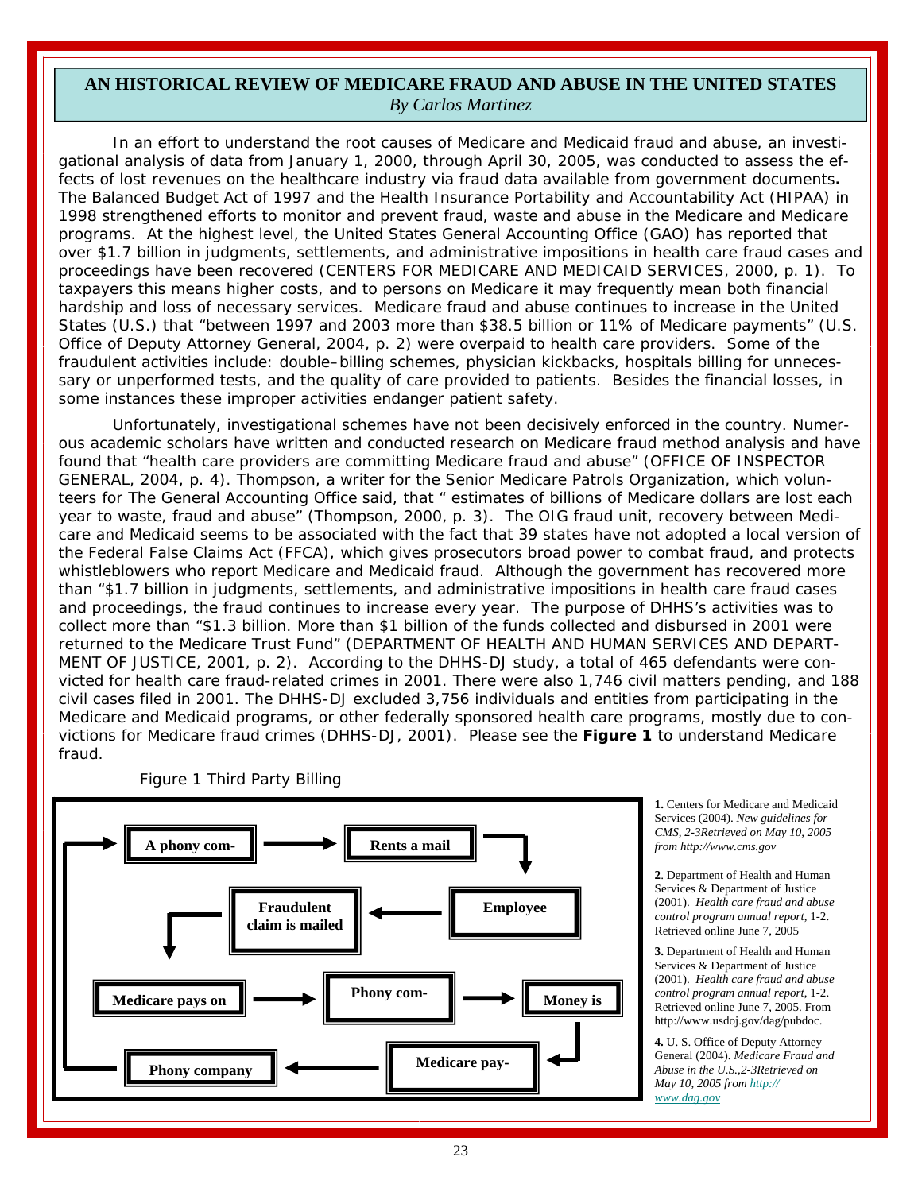## AN HISTORICAL REVIEW OF MEDICARE FRAUD AND ABUSE IN THE UNITED STATES

*By Carlos Martinez*

In an effort to understand the root causes of Medicare and Medicaid fraud and abuse, an investigational analysis of data from January 1, 2000, through April 30, 2005, was conducted to assess the effects of lost revenues on the healthcare industry via fraud data available from government documents**.** The Balanced Budget Act of 1997 and the Health Insurance Portability and Accountability Act (HIPAA) in 1998 strengthened efforts to monitor and prevent fraud, waste and abuse in the Medicare and Medicare programs. At the highest level, the United States General Accounting Office (GAO) has reported that over $1.7 billion in judgments, settlements, and administrative impositions in health care fraud cases and proceedings have been recovered (CENTERS FOR MEDICARE AND MEDICAID SERVICES, 2000, p. 1). To taxpayers this means higher costs, and to persons on Medicare it may frequently mean both financial hardship and loss of necessary services. Medicare fraud and abuse continues to increase in the United States (U.S.) that "between 1997 and 2003 more than $38.5 billion or 11% of Medicare payments" (U.S. Office of Deputy Attorney General, 2004, p. 2) were overpaid to health care providers. Some of the fraudulent activities include: double–billing schemes, physician kickbacks, hospitals billing for unnecessary or unperformed tests, and the quality of care provided to patients. Besides the financial losses, in some instances these improper activities endanger patient safety.

Unfortunately, investigational schemes have not been decisively enforced in the country. Numerous academic scholars have written and conducted research on Medicare fraud method analysis and have found that "health care providers are committing Medicare fraud and abuse" (OFFICE OF INSPECTOR GENERAL, 2004, p. 4). Thompson, a writer for the Senior Medicare Patrols Organization, which volunteers for The General Accounting Office said, that " estimates of billions of Medicare dollars are lost each year to waste, fraud and abuse" (Thompson, 2000, p. 3). The OIG fraud unit, recovery between Medicare and Medicaid seems to be associated with the fact that 39 states have not adopted a local version of the Federal False Claims Act (FFCA), which gives prosecutors broad power to combat fraud, and protects whistleblowers who report Medicare and Medicaid fraud. Although the government has recovered more than "$1.7 billion in judgments, settlements, and administrative impositions in health care fraud cases and proceedings, the fraud continues to increase every year. The purpose of DHHS's activities was to collect more than "$1.3 billion. More than $1 billion of the funds collected and disbursed in 2001 were returned to the Medicare Trust Fund" (DEPARTMENT OF HEALTH AND HUMAN SERVICES AND DEPARTMENT OF JUSTICE, 2001, p. 2). According to the DHHS-DJ study, a total of 465 defendants were convicted for health care fraud-related crimes in 2001. There were also 1,746 civil matters pending, and 188 civil cases filed in 2001. The DHHS-DJ excluded 3,756 individuals and entities from participating in the Medicare and Medicaid programs, or other federally sponsored health care programs, mostly due to convictions for Medicare fraud crimes (DHHS-DJ, 2001). Please see the **Figure 1** to understand Medicare fraud.

Figure 1 Third Party Billing

A phony com- → Rents a mail → Employee → Fraudulent claim is mailed → Medicare pays on → Phony com- → Money is → Medicare pay- → Phony company → (back to A phony com-)

**1.** Centers for Medicare and Medicaid Services (2004). *New guidelines for CMS, 2-3Retrieved on May 10, 2005 from http://www.cms.gov*

**2**. Department of Health and Human Services & Department of Justice (2001). *Health care fraud and abuse control program annual report*, 1-2. Retrieved online June 7, 2005

**3.** Department of Health and Human Services & Department of Justice (2001). *Health care fraud and abuse control program annual report*, 1-2. Retrieved online June 7, 2005. From http://www.usdoj.gov/dag/pubdoc.

**4.** U. S. Office of Deputy Attorney General (2004). *Medicare Fraud and Abuse in the U.S.,2-3Retrieved on May 10, 2005 from http://www.dag.gov*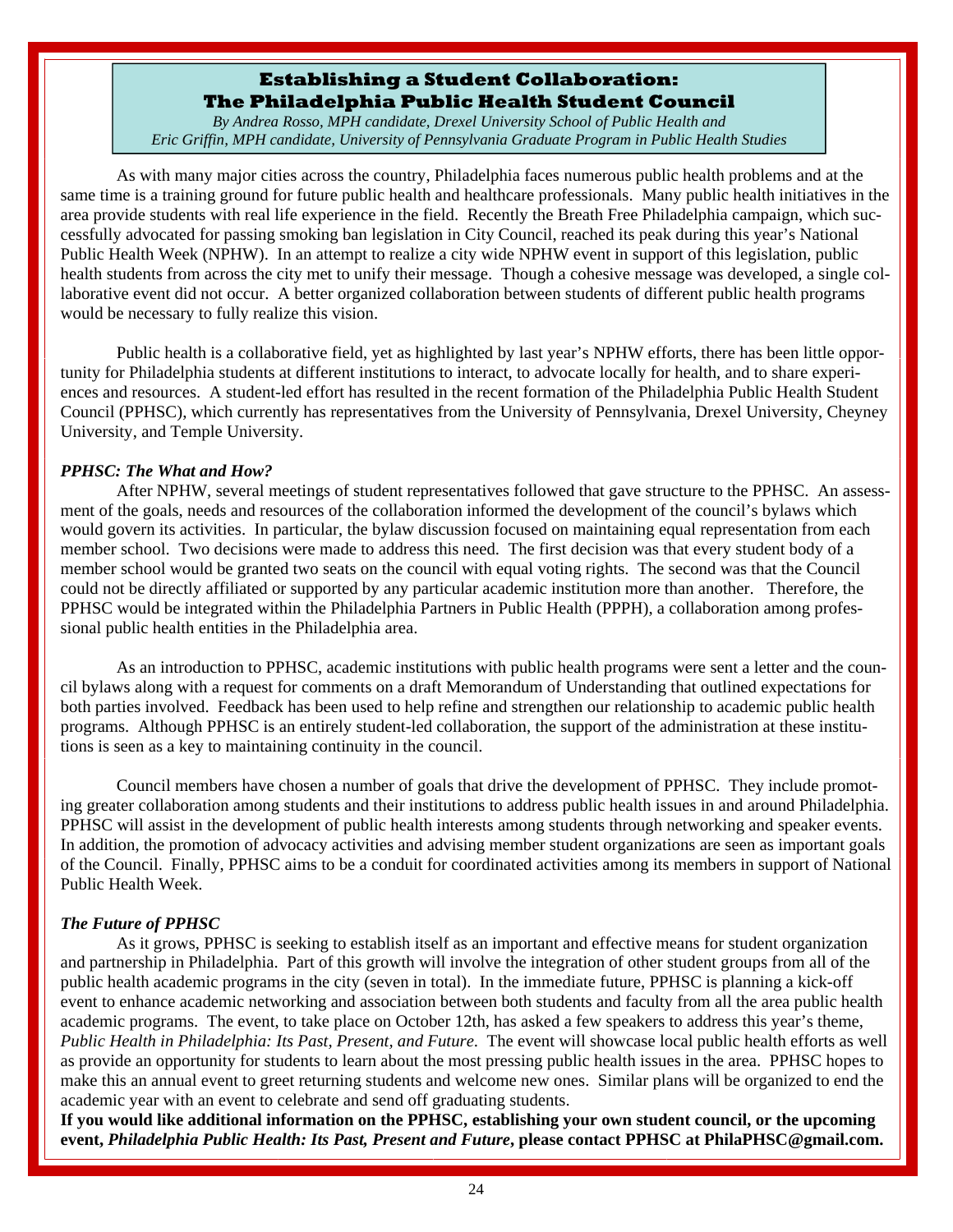## Establishing a Student Collaboration: The Philadelphia Public Health Student Council

*By Andrea Rosso, MPH candidate, Drexel University School of Public Health and Eric Griffin, MPH candidate, University of Pennsylvania Graduate Program in Public Health Studies*

As with many major cities across the country, Philadelphia faces numerous public health problems and at the same time is a training ground for future public health and healthcare professionals. Many public health initiatives in the area provide students with real life experience in the field. Recently the Breath Free Philadelphia campaign, which successfully advocated for passing smoking ban legislation in City Council, reached its peak during this year's National Public Health Week (NPHW). In an attempt to realize a city wide NPHW event in support of this legislation, public health students from across the city met to unify their message. Though a cohesive message was developed, a single collaborative event did not occur. A better organized collaboration between students of different public health programs would be necessary to fully realize this vision.

Public health is a collaborative field, yet as highlighted by last year's NPHW efforts, there has been little opportunity for Philadelphia students at different institutions to interact, to advocate locally for health, and to share experiences and resources. A student-led effort has resulted in the recent formation of the Philadelphia Public Health Student Council (PPHSC), which currently has representatives from the University of Pennsylvania, Drexel University, Cheyney University, and Temple University.

### *PPHSC: The What and How?*

After NPHW, several meetings of student representatives followed that gave structure to the PPHSC. An assessment of the goals, needs and resources of the collaboration informed the development of the council's bylaws which would govern its activities. In particular, the bylaw discussion focused on maintaining equal representation from each member school. Two decisions were made to address this need. The first decision was that every student body of a member school would be granted two seats on the council with equal voting rights. The second was that the Council could not be directly affiliated or supported by any particular academic institution more than another. Therefore, the PPHSC would be integrated within the Philadelphia Partners in Public Health (PPPH), a collaboration among professional public health entities in the Philadelphia area.

As an introduction to PPHSC, academic institutions with public health programs were sent a letter and the council bylaws along with a request for comments on a draft Memorandum of Understanding that outlined expectations for both parties involved. Feedback has been used to help refine and strengthen our relationship to academic public health programs. Although PPHSC is an entirely student-led collaboration, the support of the administration at these institutions is seen as a key to maintaining continuity in the council.

Council members have chosen a number of goals that drive the development of PPHSC. They include promoting greater collaboration among students and their institutions to address public health issues in and around Philadelphia. PPHSC will assist in the development of public health interests among students through networking and speaker events. In addition, the promotion of advocacy activities and advising member student organizations are seen as important goals of the Council. Finally, PPHSC aims to be a conduit for coordinated activities among its members in support of National Public Health Week.

### *The Future of PPHSC*

As it grows, PPHSC is seeking to establish itself as an important and effective means for student organization and partnership in Philadelphia. Part of this growth will involve the integration of other student groups from all of the public health academic programs in the city (seven in total). In the immediate future, PPHSC is planning a kick-off event to enhance academic networking and association between both students and faculty from all the area public health academic programs. The event, to take place on October 12th, has asked a few speakers to address this year's theme, *Public Health in Philadelphia: Its Past, Present, and Future.* The event will showcase local public health efforts as well as provide an opportunity for students to learn about the most pressing public health issues in the area. PPHSC hopes to make this an annual event to greet returning students and welcome new ones. Similar plans will be organized to end the academic year with an event to celebrate and send off graduating students.

**If you would like additional information on the PPHSC, establishing your own student council, or the upcoming event, *Philadelphia Public Health: Its Past, Present and Future*, please contact PPHSC at PhilaPHSC@gmail.com.**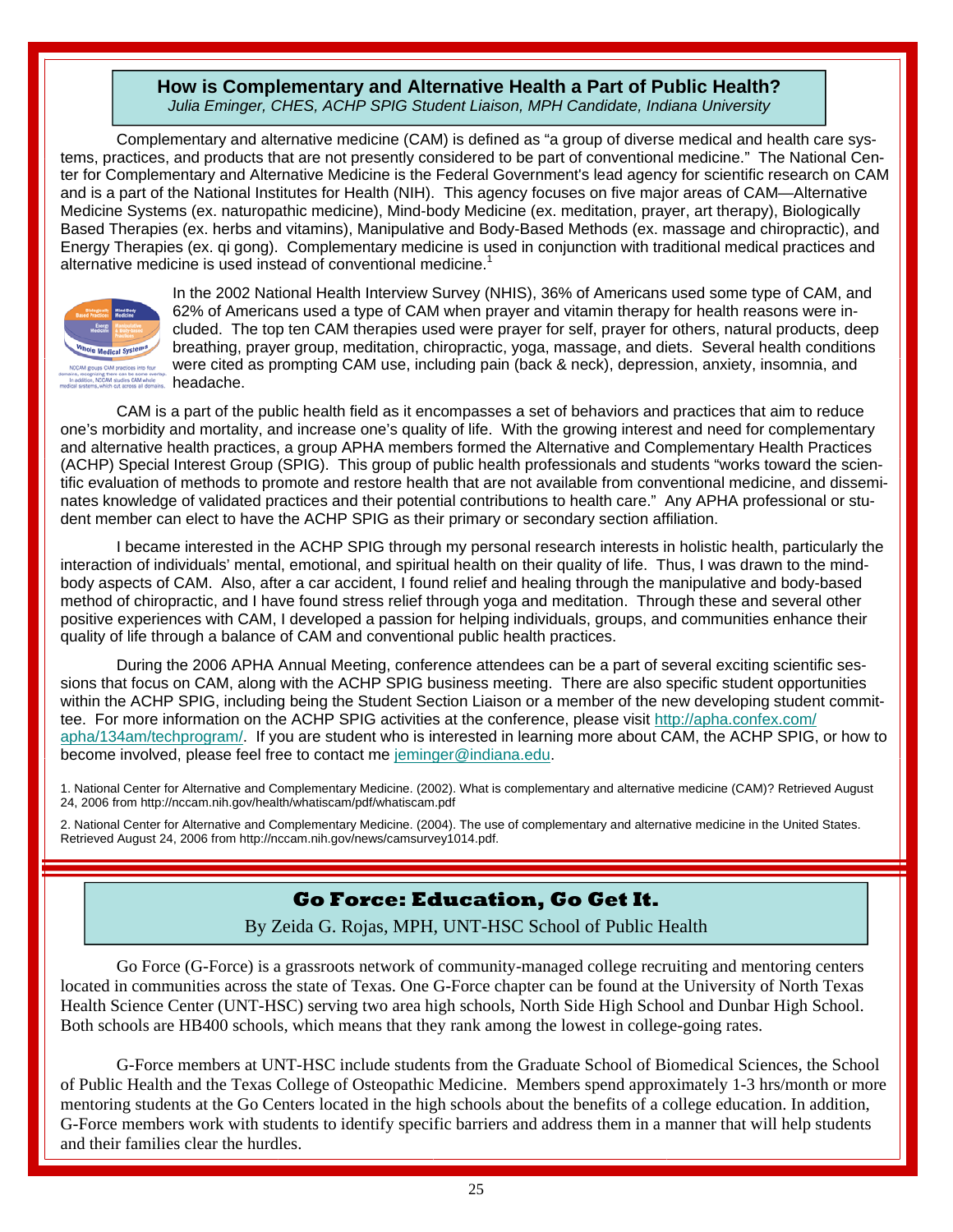## How is Complementary and Alternative Health a Part of Public Health?

*Julia Eminger, CHES, ACHP SPIG Student Liaison, MPH Candidate, Indiana University*

Complementary and alternative medicine (CAM) is defined as "a group of diverse medical and health care systems, practices, and products that are not presently considered to be part of conventional medicine." The National Center for Complementary and Alternative Medicine is the Federal Government's lead agency for scientific research on CAM and is a part of the National Institutes for Health (NIH). This agency focuses on five major areas of CAM—Alternative Medicine Systems (ex. naturopathic medicine), Mind-body Medicine (ex. meditation, prayer, art therapy), Biologically Based Therapies (ex. herbs and vitamins), Manipulative and Body-Based Methods (ex. massage and chiropractic), and Energy Therapies (ex. qi gong). Complementary medicine is used in conjunction with traditional medical practices and alternative medicine is used instead of conventional medicine.[1]

NCCAM groups CAM practices into four domains, recognizing there can be some overlap. In addition, NCCAM studies CAM whole medical systems, which cut across all domains.

In the 2002 National Health Interview Survey (NHIS), 36% of Americans used some type of CAM, and 62% of Americans used a type of CAM when prayer and vitamin therapy for health reasons were included. The top ten CAM therapies used were prayer for self, prayer for others, natural products, deep breathing, prayer group, meditation, chiropractic, yoga, massage, and diets. Several health conditions were cited as prompting CAM use, including pain (back & neck), depression, anxiety, insomnia, and headache.

CAM is a part of the public health field as it encompasses a set of behaviors and practices that aim to reduce one's morbidity and mortality, and increase one's quality of life. With the growing interest and need for complementary and alternative health practices, a group APHA members formed the Alternative and Complementary Health Practices (ACHP) Special Interest Group (SPIG). This group of public health professionals and students "works toward the scientific evaluation of methods to promote and restore health that are not available from conventional medicine, and disseminates knowledge of validated practices and their potential contributions to health care." Any APHA professional or student member can elect to have the ACHP SPIG as their primary or secondary section affiliation.

I became interested in the ACHP SPIG through my personal research interests in holistic health, particularly the interaction of individuals' mental, emotional, and spiritual health on their quality of life. Thus, I was drawn to the mind-body aspects of CAM. Also, after a car accident, I found relief and healing through the manipulative and body-based method of chiropractic, and I have found stress relief through yoga and meditation. Through these and several other positive experiences with CAM, I developed a passion for helping individuals, groups, and communities enhance their quality of life through a balance of CAM and conventional public health practices.

During the 2006 APHA Annual Meeting, conference attendees can be a part of several exciting scientific sessions that focus on CAM, along with the ACHP SPIG business meeting. There are also specific student opportunities within the ACHP SPIG, including being the Student Section Liaison or a member of the new developing student committee. For more information on the ACHP SPIG activities at the conference, please visit http://apha.confex.com/apha/134am/techprogram/. If you are student who is interested in learning more about CAM, the ACHP SPIG, or how to become involved, please feel free to contact me jeminger@indiana.edu.

1. National Center for Alternative and Complementary Medicine. (2002). What is complementary and alternative medicine (CAM)? Retrieved August 24, 2006 from http://nccam.nih.gov/health/whatiscam/pdf/whatiscam.pdf

2. National Center for Alternative and Complementary Medicine. (2004). The use of complementary and alternative medicine in the United States. Retrieved August 24, 2006 from http://nccam.nih.gov/news/camsurvey1014.pdf.

## Go Force: Education, Go Get It.

By Zeida G. Rojas, MPH, UNT-HSC School of Public Health

Go Force (G-Force) is a grassroots network of community-managed college recruiting and mentoring centers located in communities across the state of Texas. One G-Force chapter can be found at the University of North Texas Health Science Center (UNT-HSC) serving two area high schools, North Side High School and Dunbar High School. Both schools are HB400 schools, which means that they rank among the lowest in college-going rates.

G-Force members at UNT-HSC include students from the Graduate School of Biomedical Sciences, the School of Public Health and the Texas College of Osteopathic Medicine. Members spend approximately 1-3 hrs/month or more mentoring students at the Go Centers located in the high schools about the benefits of a college education. In addition, G-Force members work with students to identify specific barriers and address them in a manner that will help students and their families clear the hurdles.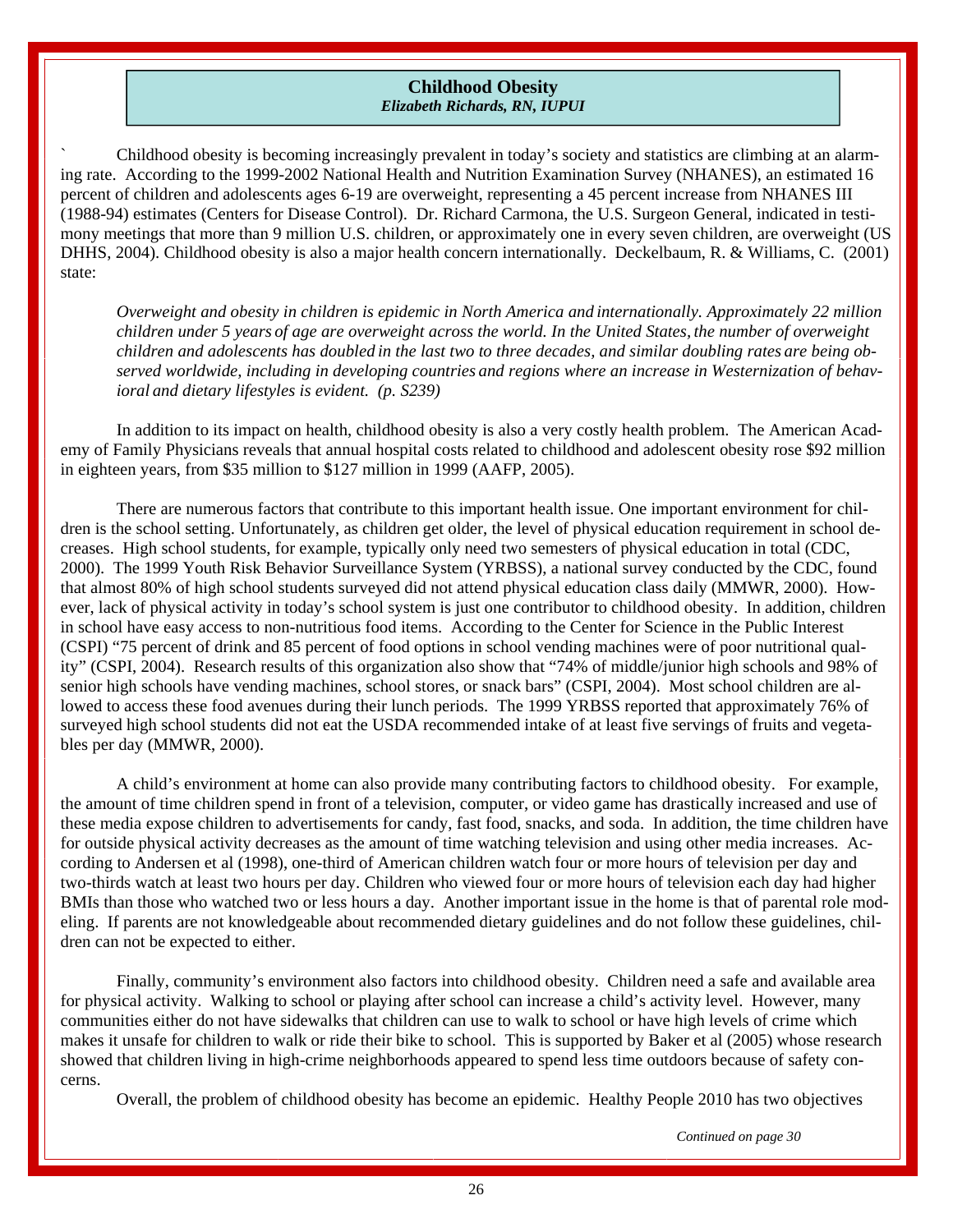## Childhood Obesity

***Elizabeth Richards, RN, IUPUI***

` Childhood obesity is becoming increasingly prevalent in today's society and statistics are climbing at an alarming rate. According to the 1999-2002 National Health and Nutrition Examination Survey (NHANES), an estimated 16 percent of children and adolescents ages 6-19 are overweight, representing a 45 percent increase from NHANES III (1988-94) estimates (Centers for Disease Control). Dr. Richard Carmona, the U.S. Surgeon General, indicated in testimony meetings that more than 9 million U.S. children, or approximately one in every seven children, are overweight (US DHHS, 2004). Childhood obesity is also a major health concern internationally. Deckelbaum, R. & Williams, C. (2001) state:

> *Overweight and obesity in children is epidemic in North America and internationally. Approximately 22 million children under 5 years of age are overweight across the world. In the United States, the number of overweight children and adolescents has doubled in the last two to three decades, and similar doubling rates are being observed worldwide, including in developing countries and regions where an increase in Westernization of behavioral and dietary lifestyles is evident. (p. S239)*

In addition to its impact on health, childhood obesity is also a very costly health problem. The American Academy of Family Physicians reveals that annual hospital costs related to childhood and adolescent obesity rose $92 million in eighteen years, from $35 million to $127 million in 1999 (AAFP, 2005).

There are numerous factors that contribute to this important health issue. One important environment for children is the school setting. Unfortunately, as children get older, the level of physical education requirement in school decreases. High school students, for example, typically only need two semesters of physical education in total (CDC, 2000). The 1999 Youth Risk Behavior Surveillance System (YRBSS), a national survey conducted by the CDC, found that almost 80% of high school students surveyed did not attend physical education class daily (MMWR, 2000). However, lack of physical activity in today's school system is just one contributor to childhood obesity. In addition, children in school have easy access to non-nutritious food items. According to the Center for Science in the Public Interest (CSPI) "75 percent of drink and 85 percent of food options in school vending machines were of poor nutritional quality" (CSPI, 2004). Research results of this organization also show that "74% of middle/junior high schools and 98% of senior high schools have vending machines, school stores, or snack bars" (CSPI, 2004). Most school children are allowed to access these food avenues during their lunch periods. The 1999 YRBSS reported that approximately 76% of surveyed high school students did not eat the USDA recommended intake of at least five servings of fruits and vegetables per day (MMWR, 2000).

A child's environment at home can also provide many contributing factors to childhood obesity. For example, the amount of time children spend in front of a television, computer, or video game has drastically increased and use of these media expose children to advertisements for candy, fast food, snacks, and soda. In addition, the time children have for outside physical activity decreases as the amount of time watching television and using other media increases. According to Andersen et al (1998), one-third of American children watch four or more hours of television per day and two-thirds watch at least two hours per day. Children who viewed four or more hours of television each day had higher BMIs than those who watched two or less hours a day. Another important issue in the home is that of parental role modeling. If parents are not knowledgeable about recommended dietary guidelines and do not follow these guidelines, children can not be expected to either.

Finally, community's environment also factors into childhood obesity. Children need a safe and available area for physical activity. Walking to school or playing after school can increase a child's activity level. However, many communities either do not have sidewalks that children can use to walk to school or have high levels of crime which makes it unsafe for children to walk or ride their bike to school. This is supported by Baker et al (2005) whose research showed that children living in high-crime neighborhoods appeared to spend less time outdoors because of safety concerns.

Overall, the problem of childhood obesity has become an epidemic. Healthy People 2010 has two objectives

*Continued on page 30*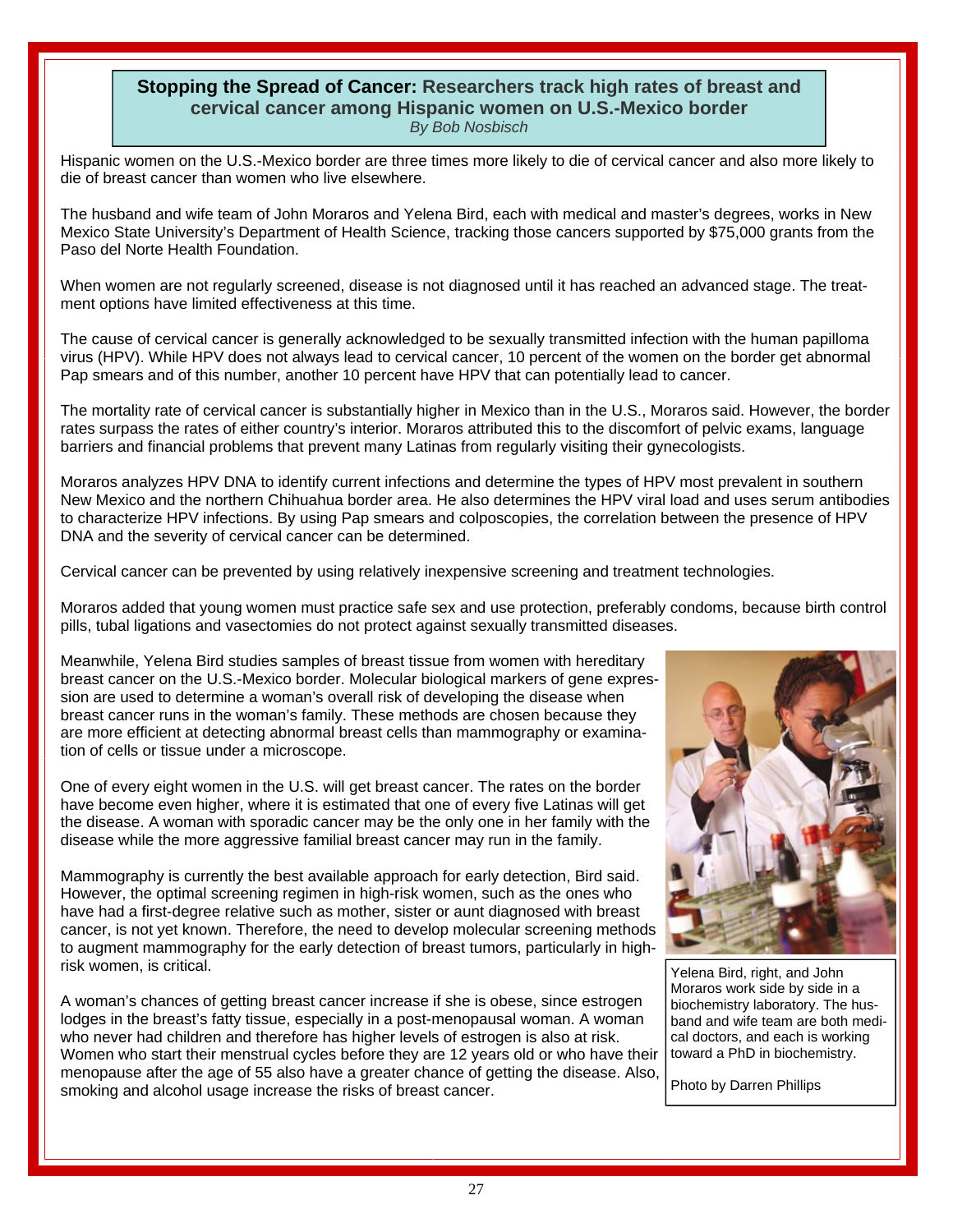## **Stopping the Spread of Cancer:** Researchers track high rates of breast and cervical cancer among Hispanic women on U.S.-Mexico border

*By Bob Nosbisch*

Hispanic women on the U.S.-Mexico border are three times more likely to die of cervical cancer and also more likely to die of breast cancer than women who live elsewhere.

The husband and wife team of John Moraros and Yelena Bird, each with medical and master's degrees, works in New Mexico State University's Department of Health Science, tracking those cancers supported by $75,000 grants from the Paso del Norte Health Foundation.

When women are not regularly screened, disease is not diagnosed until it has reached an advanced stage. The treatment options have limited effectiveness at this time.

The cause of cervical cancer is generally acknowledged to be sexually transmitted infection with the human papilloma virus (HPV). While HPV does not always lead to cervical cancer, 10 percent of the women on the border get abnormal Pap smears and of this number, another 10 percent have HPV that can potentially lead to cancer.

The mortality rate of cervical cancer is substantially higher in Mexico than in the U.S., Moraros said. However, the border rates surpass the rates of either country's interior. Moraros attributed this to the discomfort of pelvic exams, language barriers and financial problems that prevent many Latinas from regularly visiting their gynecologists.

Moraros analyzes HPV DNA to identify current infections and determine the types of HPV most prevalent in southern New Mexico and the northern Chihuahua border area. He also determines the HPV viral load and uses serum antibodies to characterize HPV infections. By using Pap smears and colposcopies, the correlation between the presence of HPV DNA and the severity of cervical cancer can be determined.

Cervical cancer can be prevented by using relatively inexpensive screening and treatment technologies.

Moraros added that young women must practice safe sex and use protection, preferably condoms, because birth control pills, tubal ligations and vasectomies do not protect against sexually transmitted diseases.

Meanwhile, Yelena Bird studies samples of breast tissue from women with hereditary breast cancer on the U.S.-Mexico border. Molecular biological markers of gene expression are used to determine a woman's overall risk of developing the disease when breast cancer runs in the woman's family. These methods are chosen because they are more efficient at detecting abnormal breast cells than mammography or examination of cells or tissue under a microscope.

One of every eight women in the U.S. will get breast cancer. The rates on the border have become even higher, where it is estimated that one of every five Latinas will get the disease. A woman with sporadic cancer may be the only one in her family with the disease while the more aggressive familial breast cancer may run in the family.

Mammography is currently the best available approach for early detection, Bird said. However, the optimal screening regimen in high-risk women, such as the ones who have had a first-degree relative such as mother, sister or aunt diagnosed with breast cancer, is not yet known. Therefore, the need to develop molecular screening methods to augment mammography for the early detection of breast tumors, particularly in high-risk women, is critical.

A woman's chances of getting breast cancer increase if she is obese, since estrogen lodges in the breast's fatty tissue, especially in a post-menopausal woman. A woman who never had children and therefore has higher levels of estrogen is also at risk. Women who start their menstrual cycles before they are 12 years old or who have their menopause after the age of 55 also have a greater chance of getting the disease. Also, smoking and alcohol usage increase the risks of breast cancer.

Yelena Bird, right, and John Moraros work side by side in a biochemistry laboratory. The husband and wife team are both medical doctors, and each is working toward a PhD in biochemistry.

Photo by Darren Phillips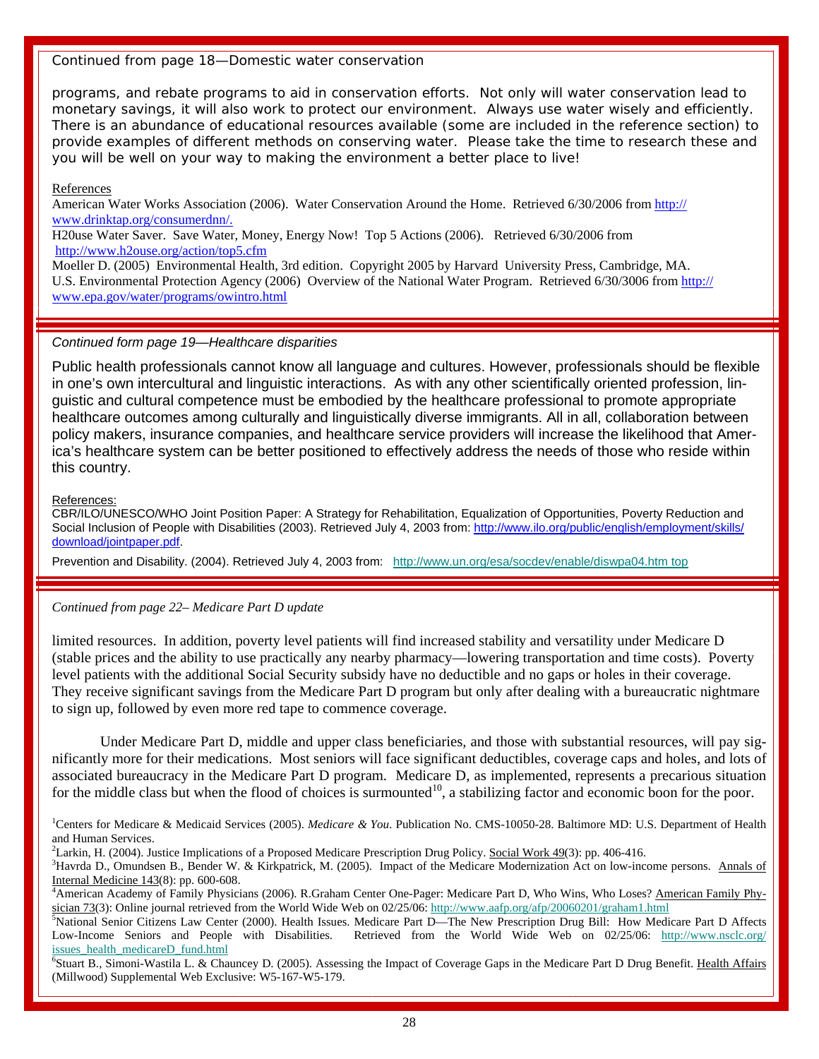*Continued from page 18—Domestic water conservation*

programs, and rebate programs to aid in conservation efforts. Not only will water conservation lead to monetary savings, it will also work to protect our environment. Always use water wisely and efficiently. There is an abundance of educational resources available (some are included in the reference section) to provide examples of different methods on conserving water. Please take the time to research these and you will be well on your way to making the environment a better place to live!

References

American Water Works Association (2006). Water Conservation Around the Home. Retrieved 6/30/2006 from http://www.drinktap.org/consumerdnn/.

H20use Water Saver. Save Water, Money, Energy Now! Top 5 Actions (2006). Retrieved 6/30/2006 from http://www.h2ouse.org/action/top5.cfm

Moeller D. (2005) Environmental Health, 3rd edition. Copyright 2005 by Harvard University Press, Cambridge, MA.

U.S. Environmental Protection Agency (2006) Overview of the National Water Program. Retrieved 6/30/3006 from http://www.epa.gov/water/programs/owintro.html

---

*Continued form page 19—Healthcare disparities*

Public health professionals cannot know all language and cultures. However, professionals should be flexible in one's own intercultural and linguistic interactions. As with any other scientifically oriented profession, linguistic and cultural competence must be embodied by the healthcare professional to promote appropriate healthcare outcomes among culturally and linguistically diverse immigrants. All in all, collaboration between policy makers, insurance companies, and healthcare service providers will increase the likelihood that America's healthcare system can be better positioned to effectively address the needs of those who reside within this country.

References:

CBR/ILO/UNESCO/WHO Joint Position Paper: A Strategy for Rehabilitation, Equalization of Opportunities, Poverty Reduction and Social Inclusion of People with Disabilities (2003). Retrieved July 4, 2003 from: http://www.ilo.org/public/english/employment/skills/download/jointpaper.pdf.

Prevention and Disability. (2004). Retrieved July 4, 2003 from: http://www.un.org/esa/socdev/enable/diswpa04.htm top

---

*Continued from page 22– Medicare Part D update*

limited resources. In addition, poverty level patients will find increased stability and versatility under Medicare D (stable prices and the ability to use practically any nearby pharmacy—lowering transportation and time costs). Poverty level patients with the additional Social Security subsidy have no deductible and no gaps or holes in their coverage. They receive significant savings from the Medicare Part D program but only after dealing with a bureaucratic nightmare to sign up, followed by even more red tape to commence coverage.

Under Medicare Part D, middle and upper class beneficiaries, and those with substantial resources, will pay significantly more for their medications. Most seniors will face significant deductibles, coverage caps and holes, and lots of associated bureaucracy in the Medicare Part D program. Medicare D, as implemented, represents a precarious situation for the middle class but when the flood of choices is surmounted[10], a stabilizing factor and economic boon for the poor.

[1]Centers for Medicare & Medicaid Services (2005). *Medicare & You*. Publication No. CMS-10050-28. Baltimore MD: U.S. Department of Health and Human Services.

[2]Larkin, H. (2004). Justice Implications of a Proposed Medicare Prescription Drug Policy. Social Work 49(3): pp. 406-416.

[3]Havrda D., Omundsen B., Bender W. & Kirkpatrick, M. (2005). Impact of the Medicare Modernization Act on low-income persons. Annals of Internal Medicine 143(8): pp. 600-608.

[4]American Academy of Family Physicians (2006). R.Graham Center One-Pager: Medicare Part D, Who Wins, Who Loses? American Family Physician 73(3): Online journal retrieved from the World Wide Web on 02/25/06: http://www.aafp.org/afp/20060201/graham1.html

[5]National Senior Citizens Law Center (2000). Health Issues. Medicare Part D—The New Prescription Drug Bill: How Medicare Part D Affects Low-Income Seniors and People with Disabilities. Retrieved from the World Wide Web on 02/25/06: http://www.nsclc.org/issues_health_medicareD_fund.html

[6]Stuart B., Simoni-Wastila L. & Chauncey D. (2005). Assessing the Impact of Coverage Gaps in the Medicare Part D Drug Benefit. Health Affairs (Millwood) Supplemental Web Exclusive: W5-167-W5-179.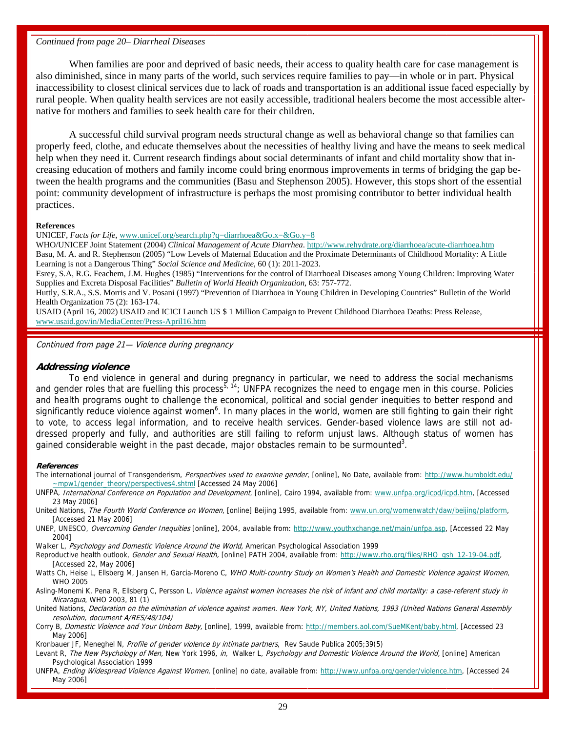*Continued from page 20– Diarrheal Diseases*

When families are poor and deprived of basic needs, their access to quality health care for case management is also diminished, since in many parts of the world, such services require families to pay—in whole or in part. Physical inaccessibility to closest clinical services due to lack of roads and transportation is an additional issue faced especially by rural people. When quality health services are not easily accessible, traditional healers become the most accessible alternative for mothers and families to seek health care for their children.

A successful child survival program needs structural change as well as behavioral change so that families can properly feed, clothe, and educate themselves about the necessities of healthy living and have the means to seek medical help when they need it. Current research findings about social determinants of infant and child mortality show that increasing education of mothers and family income could bring enormous improvements in terms of bridging the gap between the health programs and the communities (Basu and Stephenson 2005). However, this stops short of the essential point: community development of infrastructure is perhaps the most promising contributor to better individual health practices.

**References**

UNICEF, *Facts for Life*, www.unicef.org/search.php?q=diarrhoea&Go.x=&Go.y=8

WHO/UNICEF Joint Statement (2004) *Clinical Management of Acute Diarrhea*. http://www.rehydrate.org/diarrhoea/acute-diarrhoea.htm

Basu, M. A. and R. Stephenson (2005) "Low Levels of Maternal Education and the Proximate Determinants of Childhood Mortality: A Little Learning is not a Dangerous Thing" *Social Science and Medicine*, 60 (1): 2011-2023.

Esrey, S.A, R.G. Feachem, J.M. Hughes (1985) "Interventions for the control of Diarrhoeal Diseases among Young Children: Improving Water Supplies and Excreta Disposal Facilities" *Bulletin of World Health Organization*, 63: 757-772.

Huttly, S.R.A., S.S. Morris and V. Posani (1997) "Prevention of Diarrhoea in Young Children in Developing Countries" Bulletin of the World Health Organization 75 (2): 163-174.

USAID (April 16, 2002) USAID and ICICI Launch US $ 1 Million Campaign to Prevent Childhood Diarrhoea Deaths: Press Release, www.usaid.gov/in/MediaCenter/Press-April16.htm

---

*Continued from page 21— Violence during pregnancy*

## Addressing violence

To end violence in general and during pregnancy in particular, we need to address the social mechanisms and gender roles that are fuelling this process[5, 14]; UNFPA recognizes the need to engage men in this course. Policies and health programs ought to challenge the economical, political and social gender inequities to better respond and significantly reduce violence against women[6]. In many places in the world, women are still fighting to gain their right to vote, to access legal information, and to receive health services. Gender-based violence laws are still not addressed properly and fully, and authorities are still failing to reform unjust laws. Although status of women has gained considerable weight in the past decade, major obstacles remain to be surmounted[3].

**References**

The international journal of Transgenderism, *Perspectives used to examine gender*, [online], No Date, available from: http://www.humboldt.edu/~mpw1/gender_theory/perspectives4.shtml [Accessed 24 May 2006]

UNFPA, *International Conference on Population and Development*, [online], Cairo 1994, available from: www.unfpa.org/icpd/icpd.htm, [Accessed 23 May 2006]

United Nations, *The Fourth World Conference on Women*, [online] Beijing 1995, available from: www.un.org/womenwatch/daw/beijing/platform, [Accessed 21 May 2006]

UNEP, UNESCO, *Overcoming Gender Inequities* [online], 2004, available from: http://www.youthxchange.net/main/unfpa.asp, [Accessed 22 May 2004]

Walker L, *Psychology and Domestic Violence Around the World,* American Psychological Association 1999

Reproductive health outlook, *Gender and Sexual Health,* [online] PATH 2004, available from: http://www.rho.org/files/RHO_gsh_12-19-04.pdf, [Accessed 22, May 2006]

Watts Ch, Heise L, Ellsberg M, Jansen H, Garcia-Moreno C, *WHO Multi-country Study on Women's Health and Domestic Violence against Women*, WHO 2005

Asling-Monemi K, Pena R, Ellsberg C, Persson L, *Violence against women increases the risk of infant and child mortality: a case-referent study in Nicaragua*, WHO 2003, 81 (1)

United Nations, *Declaration on the elimination of violence against women. New York, NY, United Nations, 1993 (United Nations General Assembly resolution, document A/RES/48/104)*

Corry B, *Domestic Violence and Your Unborn Baby,* [online], 1999, available from: http://members.aol.com/SueMKent/baby.html, [Accessed 23 May 2006]

Kronbauer JF, Meneghel N, *Profile of gender violence by intimate partners*, Rev Saude Publica 2005;39(5)

Levant R, *The New Psychology of Men,* New York 1996, *in,* Walker L, *Psychology and Domestic Violence Around the World,* [online] American Psychological Association 1999

UNFPA, *Ending Widespread Violence Against Women*, [online] no date, available from: http://www.unfpa.org/gender/violence.htm, [Accessed 24 May 2006]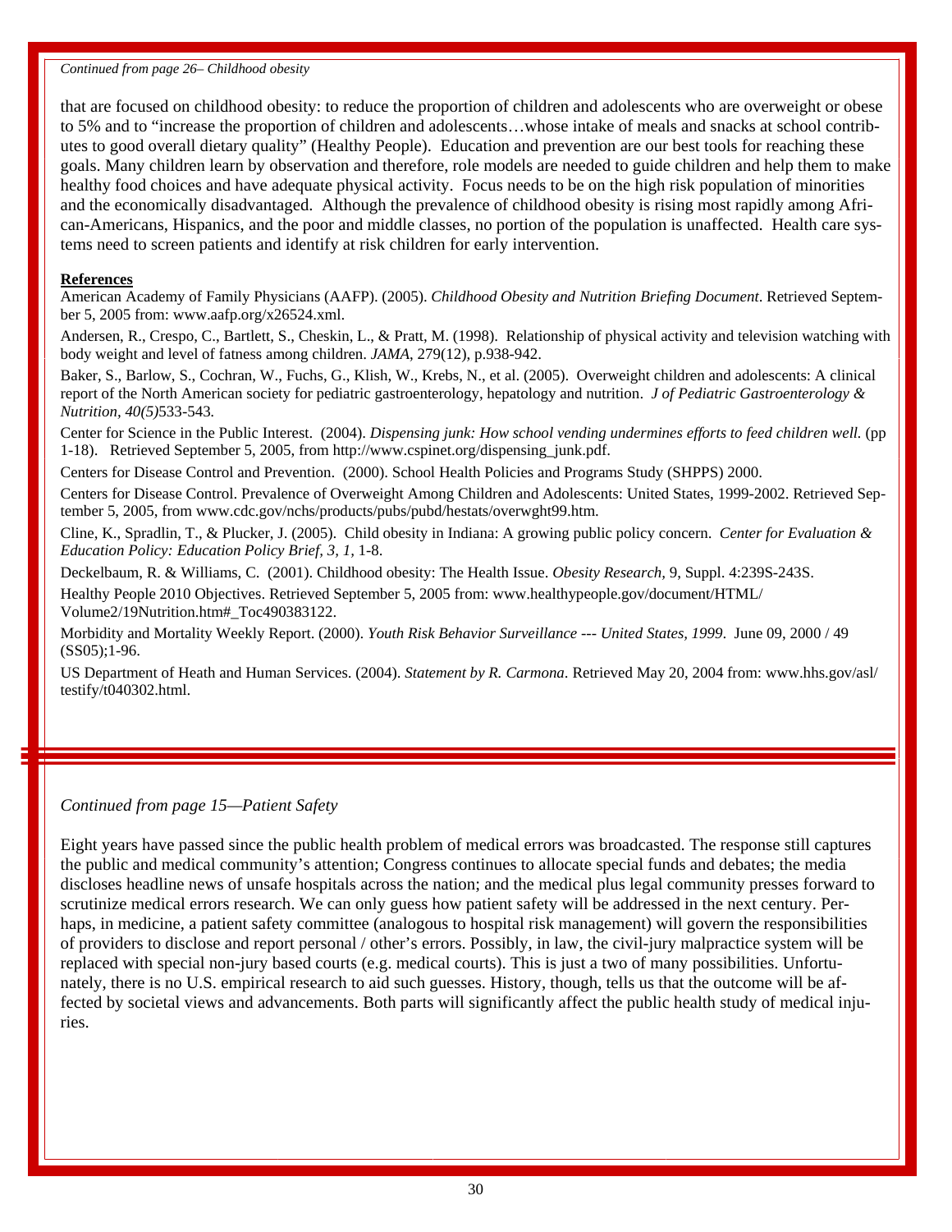*Continued from page 26– Childhood obesity*

that are focused on childhood obesity: to reduce the proportion of children and adolescents who are overweight or obese to 5% and to "increase the proportion of children and adolescents…whose intake of meals and snacks at school contributes to good overall dietary quality" (Healthy People). Education and prevention are our best tools for reaching these goals. Many children learn by observation and therefore, role models are needed to guide children and help them to make healthy food choices and have adequate physical activity. Focus needs to be on the high risk population of minorities and the economically disadvantaged. Although the prevalence of childhood obesity is rising most rapidly among African-Americans, Hispanics, and the poor and middle classes, no portion of the population is unaffected. Health care systems need to screen patients and identify at risk children for early intervention.

**References**

American Academy of Family Physicians (AAFP). (2005). *Childhood Obesity and Nutrition Briefing Document*. Retrieved September 5, 2005 from: www.aafp.org/x26524.xml.

Andersen, R., Crespo, C., Bartlett, S., Cheskin, L., & Pratt, M. (1998). Relationship of physical activity and television watching with body weight and level of fatness among children. *JAMA*, 279(12), p.938-942.

Baker, S., Barlow, S., Cochran, W., Fuchs, G., Klish, W., Krebs, N., et al. (2005). Overweight children and adolescents: A clinical report of the North American society for pediatric gastroenterology, hepatology and nutrition. *J of Pediatric Gastroenterology & Nutrition, 40(5)*533-543.

Center for Science in the Public Interest. (2004). *Dispensing junk: How school vending undermines efforts to feed children well.* (pp 1-18). Retrieved September 5, 2005, from http://www.cspinet.org/dispensing_junk.pdf.

Centers for Disease Control and Prevention. (2000). School Health Policies and Programs Study (SHPPS) 2000.

Centers for Disease Control. Prevalence of Overweight Among Children and Adolescents: United States, 1999-2002. Retrieved September 5, 2005, from www.cdc.gov/nchs/products/pubs/pubd/hestats/overwght99.htm.

Cline, K., Spradlin, T., & Plucker, J. (2005). Child obesity in Indiana: A growing public policy concern. *Center for Evaluation & Education Policy: Education Policy Brief, 3, 1,* 1-8.

Deckelbaum, R. & Williams, C. (2001). Childhood obesity: The Health Issue. *Obesity Research,* 9, Suppl. 4:239S-243S.

Healthy People 2010 Objectives. Retrieved September 5, 2005 from: www.healthypeople.gov/document/HTML/Volume2/19Nutrition.htm#_Toc490383122.

Morbidity and Mortality Weekly Report. (2000). *Youth Risk Behavior Surveillance --- United States, 1999*. June 09, 2000 / 49 (SS05);1-96.

US Department of Heath and Human Services. (2004). *Statement by R. Carmona*. Retrieved May 20, 2004 from: www.hhs.gov/asl/testify/t040302.html.

---

*Continued from page 15—Patient Safety*

Eight years have passed since the public health problem of medical errors was broadcasted. The response still captures the public and medical community's attention; Congress continues to allocate special funds and debates; the media discloses headline news of unsafe hospitals across the nation; and the medical plus legal community presses forward to scrutinize medical errors research. We can only guess how patient safety will be addressed in the next century. Perhaps, in medicine, a patient safety committee (analogous to hospital risk management) will govern the responsibilities of providers to disclose and report personal / other's errors. Possibly, in law, the civil-jury malpractice system will be replaced with special non-jury based courts (e.g. medical courts). This is just a two of many possibilities. Unfortunately, there is no U.S. empirical research to aid such guesses. History, though, tells us that the outcome will be affected by societal views and advancements. Both parts will significantly affect the public health study of medical injuries.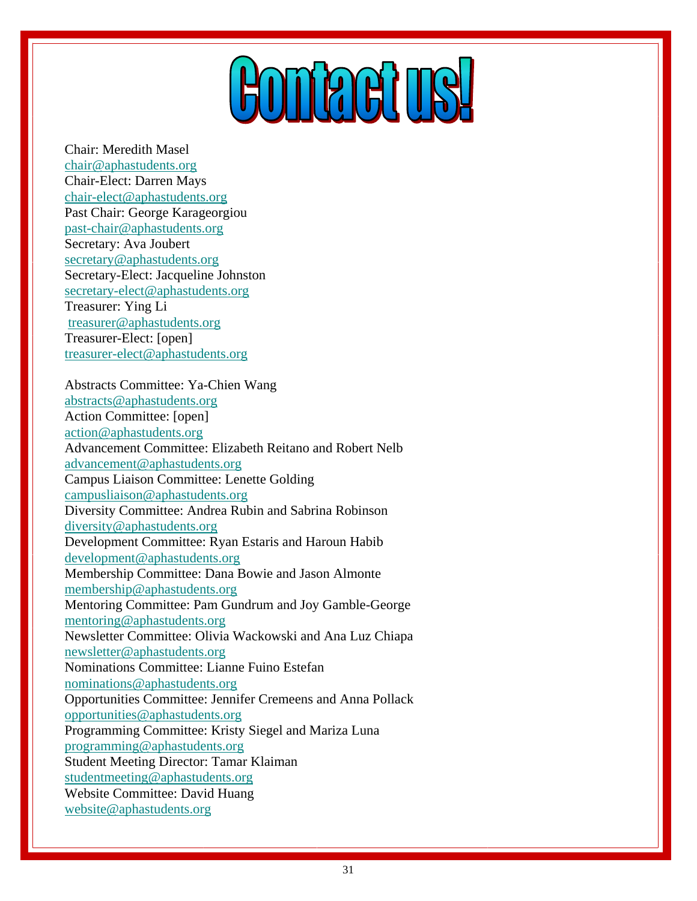# Contact us!

Chair: Meredith Masel
chair@aphastudents.org
Chair-Elect: Darren Mays
chair-elect@aphastudents.org
Past Chair: George Karageorgiou
past-chair@aphastudents.org
Secretary: Ava Joubert
secretary@aphastudents.org
Secretary-Elect: Jacqueline Johnston
secretary-elect@aphastudents.org
Treasurer: Ying Li
treasurer@aphastudents.org
Treasurer-Elect: [open]
treasurer-elect@aphastudents.org

Abstracts Committee: Ya-Chien Wang
abstracts@aphastudents.org
Action Committee: [open]
action@aphastudents.org
Advancement Committee: Elizabeth Reitano and Robert Nelb
advancement@aphastudents.org
Campus Liaison Committee: Lenette Golding
campusliaison@aphastudents.org
Diversity Committee: Andrea Rubin and Sabrina Robinson
diversity@aphastudents.org
Development Committee: Ryan Estaris and Haroun Habib
development@aphastudents.org
Membership Committee: Dana Bowie and Jason Almonte
membership@aphastudents.org
Mentoring Committee: Pam Gundrum and Joy Gamble-George
mentoring@aphastudents.org
Newsletter Committee: Olivia Wackowski and Ana Luz Chiapa
newsletter@aphastudents.org
Nominations Committee: Lianne Fuino Estefan
nominations@aphastudents.org
Opportunities Committee: Jennifer Cremeens and Anna Pollack
opportunities@aphastudents.org
Programming Committee: Kristy Siegel and Mariza Luna
programming@aphastudents.org
Student Meeting Director: Tamar Klaiman
studentmeeting@aphastudents.org
Website Committee: David Huang
website@aphastudents.org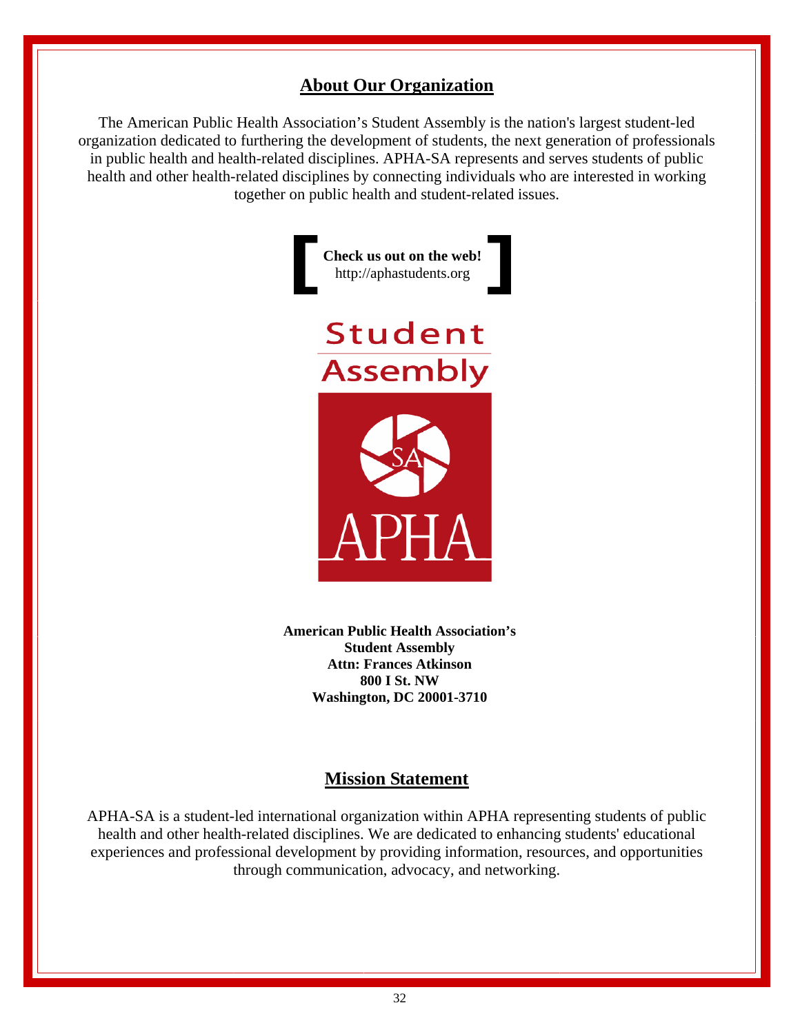## About Our Organization

The American Public Health Association's Student Assembly is the nation's largest student-led organization dedicated to furthering the development of students, the next generation of professionals in public health and health-related disciplines. APHA-SA represents and serves students of public health and other health-related disciplines by connecting individuals who are interested in working together on public health and student-related issues.

**Check us out on the web!**
http://aphastudents.org

Student Assembly

SA

APHA

**American Public Health Association's**
**Student Assembly**
**Attn: Frances Atkinson**
**800 I St. NW**
**Washington, DC 20001-3710**

## Mission Statement

APHA-SA is a student-led international organization within APHA representing students of public health and other health-related disciplines. We are dedicated to enhancing students' educational experiences and professional development by providing information, resources, and opportunities through communication, advocacy, and networking.